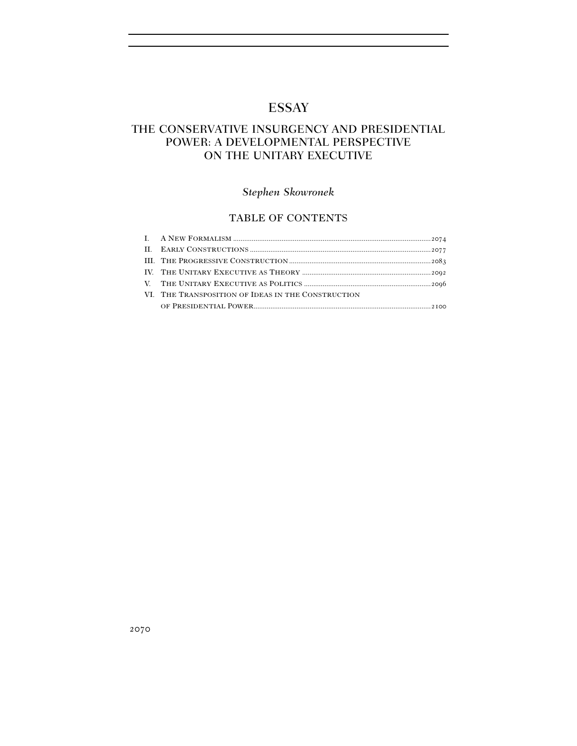# ESSAY

# THE CONSERVATIVE INSURGENCY AND PRESIDENTIAL POWER: A DEVELOPMENTAL PERSPECTIVE ON THE UNITARY EXECUTIVE

*Stephen Skowronek*

## TABLE OF CONTENTS

I. A New Formalism ... 2074
II. Early Constructions ... 2077
III. The Progressive Construction ... 2083
IV. The Unitary Executive as Theory ... 2092
V. The Unitary Executive as Politics ... 2096
VI. The Transposition of Ideas in the Construction of Presidential Power ... 2100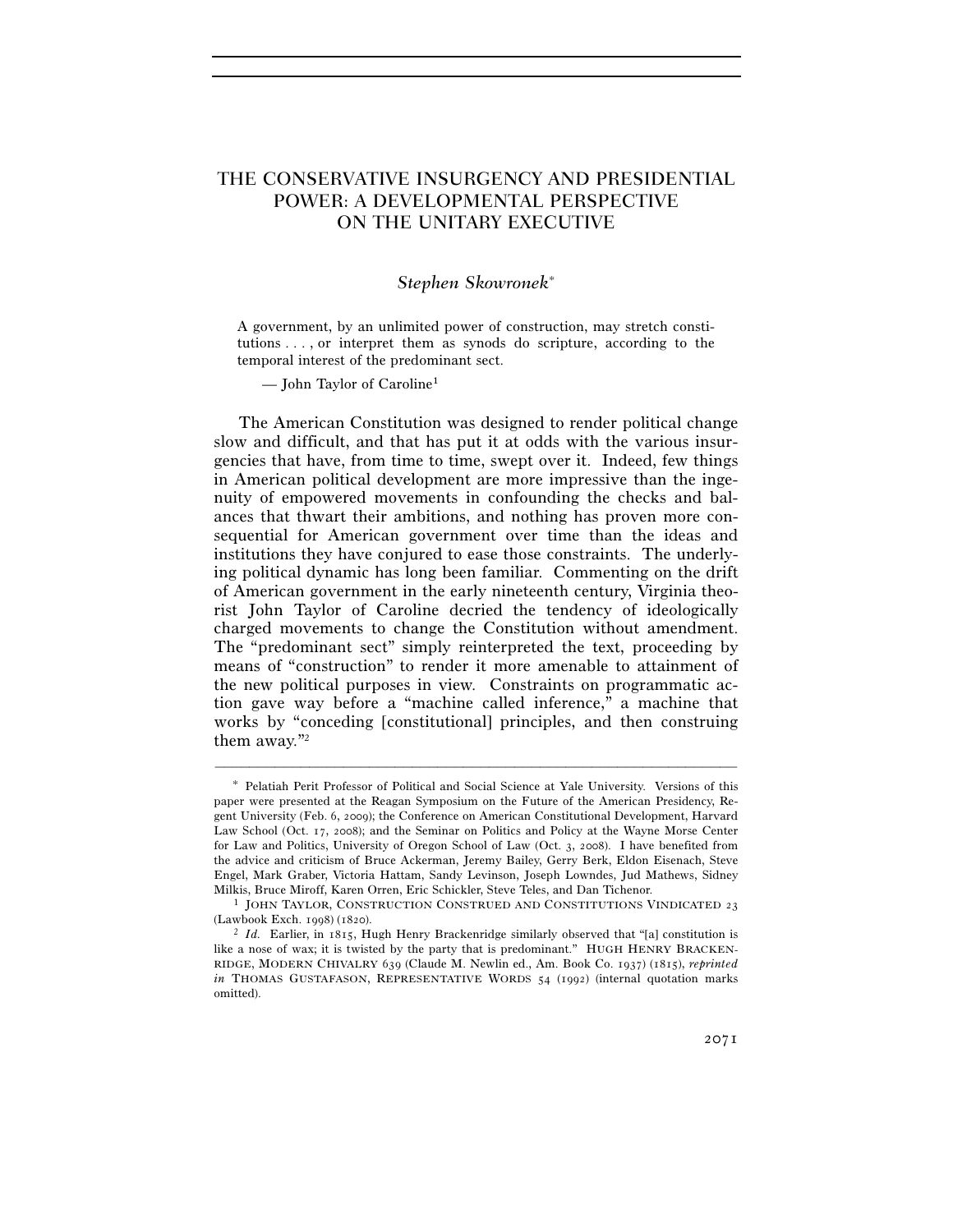# THE CONSERVATIVE INSURGENCY AND PRESIDENTIAL POWER: A DEVELOPMENTAL PERSPECTIVE ON THE UNITARY EXECUTIVE

*Stephen Skowronek*[*]

> A government, by an unlimited power of construction, may stretch constitutions . . . , or interpret them as synods do scripture, according to the temporal interest of the predominant sect.
>
> — John Taylor of Caroline[1]

The American Constitution was designed to render political change slow and difficult, and that has put it at odds with the various insurgencies that have, from time to time, swept over it. Indeed, few things in American political development are more impressive than the ingenuity of empowered movements in confounding the checks and balances that thwart their ambitions, and nothing has proven more consequential for American government over time than the ideas and institutions they have conjured to ease those constraints. The underlying political dynamic has long been familiar. Commenting on the drift of American government in the early nineteenth century, Virginia theorist John Taylor of Caroline decried the tendency of ideologically charged movements to change the Constitution without amendment. The "predominant sect" simply reinterpreted the text, proceeding by means of "construction" to render it more amenable to attainment of the new political purposes in view. Constraints on programmatic action gave way before a "machine called inference," a machine that works by "conceding [constitutional] principles, and then construing them away."[2]

---

[*] Pelatiah Perit Professor of Political and Social Science at Yale University. Versions of this paper were presented at the Reagan Symposium on the Future of the American Presidency, Regent University (Feb. 6, 2009); the Conference on American Constitutional Development, Harvard Law School (Oct. 17, 2008); and the Seminar on Politics and Policy at the Wayne Morse Center for Law and Politics, University of Oregon School of Law (Oct. 3, 2008). I have benefited from the advice and criticism of Bruce Ackerman, Jeremy Bailey, Gerry Berk, Eldon Eisenach, Steve Engel, Mark Graber, Victoria Hattam, Sandy Levinson, Joseph Lowndes, Jud Mathews, Sidney Milkis, Bruce Miroff, Karen Orren, Eric Schickler, Steve Teles, and Dan Tichenor.

[1] JOHN TAYLOR, CONSTRUCTION CONSTRUED AND CONSTITUTIONS VINDICATED 23 (Lawbook Exch. 1998) (1820).

[2] *Id.* Earlier, in 1815, Hugh Henry Brackenridge similarly observed that "[a] constitution is like a nose of wax; it is twisted by the party that is predominant." HUGH HENRY BRACKENRIDGE, MODERN CHIVALRY 639 (Claude M. Newlin ed., Am. Book Co. 1937) (1815), *reprinted in* THOMAS GUSTAFASON, REPRESENTATIVE WORDS 54 (1992) (internal quotation marks omitted).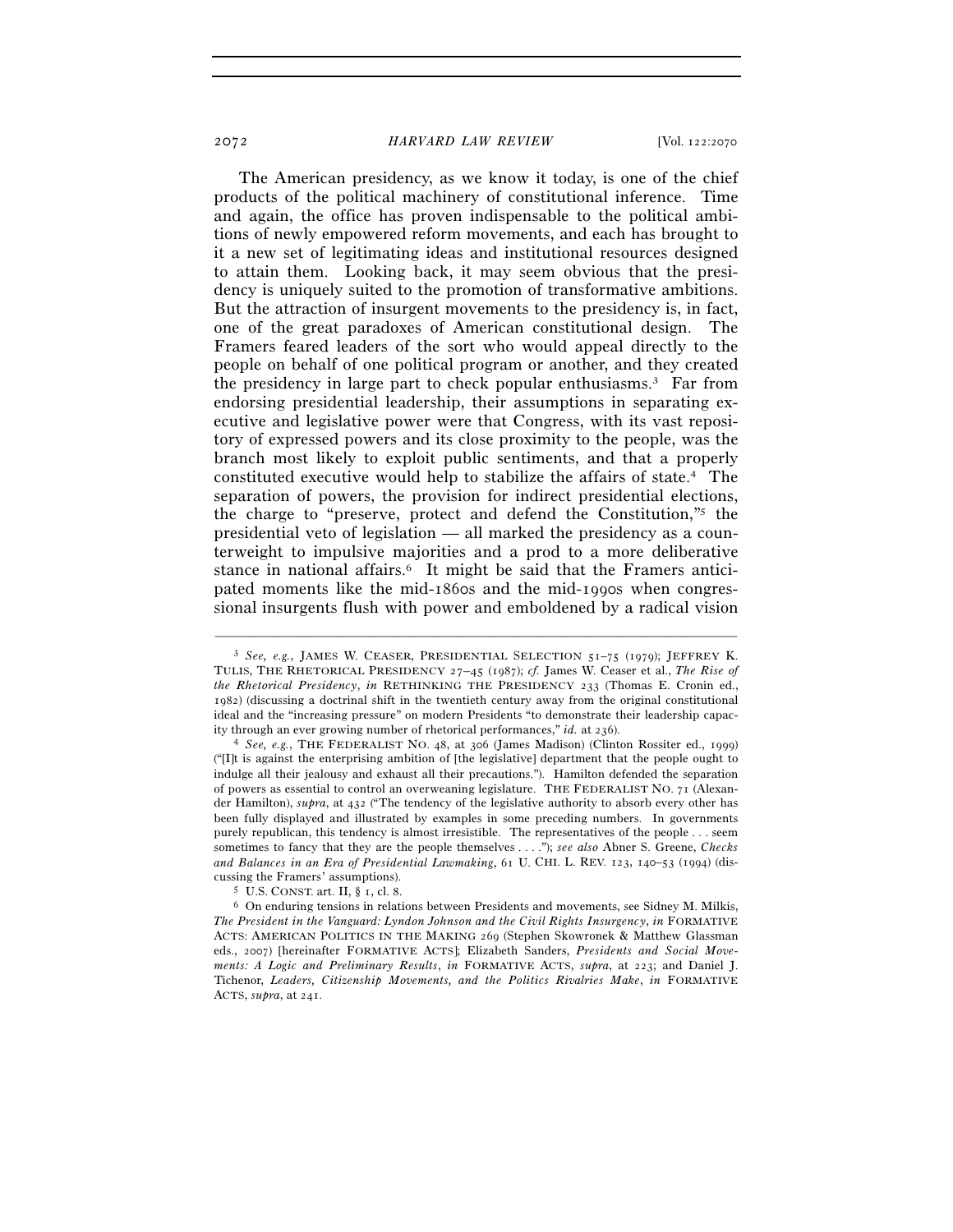The American presidency, as we know it today, is one of the chief products of the political machinery of constitutional inference. Time and again, the office has proven indispensable to the political ambitions of newly empowered reform movements, and each has brought to it a new set of legitimating ideas and institutional resources designed to attain them. Looking back, it may seem obvious that the presidency is uniquely suited to the promotion of transformative ambitions. But the attraction of insurgent movements to the presidency is, in fact, one of the great paradoxes of American constitutional design. The Framers feared leaders of the sort who would appeal directly to the people on behalf of one political program or another, and they created the presidency in large part to check popular enthusiasms.[3] Far from endorsing presidential leadership, their assumptions in separating executive and legislative power were that Congress, with its vast repository of expressed powers and its close proximity to the people, was the branch most likely to exploit public sentiments, and that a properly constituted executive would help to stabilize the affairs of state.[4] The separation of powers, the provision for indirect presidential elections, the charge to "preserve, protect and defend the Constitution,"[5] the presidential veto of legislation — all marked the presidency as a counterweight to impulsive majorities and a prod to a more deliberative stance in national affairs.[6] It might be said that the Framers anticipated moments like the mid-1860s and the mid-1990s when congressional insurgents flush with power and emboldened by a radical vision

---

[3] *See, e.g.*, JAMES W. CEASER, PRESIDENTIAL SELECTION 51–75 (1979); JEFFREY K. TULIS, THE RHETORICAL PRESIDENCY 27–45 (1987); *cf.* James W. Ceaser et al., *The Rise of the Rhetorical Presidency*, *in* RETHINKING THE PRESIDENCY 233 (Thomas E. Cronin ed., 1982) (discussing a doctrinal shift in the twentieth century away from the original constitutional ideal and the "increasing pressure" on modern Presidents "to demonstrate their leadership capacity through an ever growing number of rhetorical performances," *id.* at 236).

[4] *See, e.g.*, THE FEDERALIST NO. 48, at 306 (James Madison) (Clinton Rossiter ed., 1999) ("[I]t is against the enterprising ambition of [the legislative] department that the people ought to indulge all their jealousy and exhaust all their precautions."). Hamilton defended the separation of powers as essential to control an overweaning legislature. THE FEDERALIST NO. 71 (Alexander Hamilton), *supra*, at 432 ("The tendency of the legislative authority to absorb every other has been fully displayed and illustrated by examples in some preceding numbers. In governments purely republican, this tendency is almost irresistible. The representatives of the people . . . seem sometimes to fancy that they are the people themselves . . . ."); *see also* Abner S. Greene, *Checks and Balances in an Era of Presidential Lawmaking*, 61 U. CHI. L. REV. 123, 140–53 (1994) (discussing the Framers' assumptions).

[5] U.S. CONST. art. II, § 1, cl. 8.

[6] On enduring tensions in relations between Presidents and movements, see Sidney M. Milkis, *The President in the Vanguard: Lyndon Johnson and the Civil Rights Insurgency*, *in* FORMATIVE ACTS: AMERICAN POLITICS IN THE MAKING 269 (Stephen Skowronek & Matthew Glassman eds., 2007) [hereinafter FORMATIVE ACTS]; Elizabeth Sanders, *Presidents and Social Movements: A Logic and Preliminary Results*, *in* FORMATIVE ACTS, *supra*, at 223; and Daniel J. Tichenor, *Leaders, Citizenship Movements, and the Politics Rivalries Make*, *in* FORMATIVE ACTS, *supra*, at 241.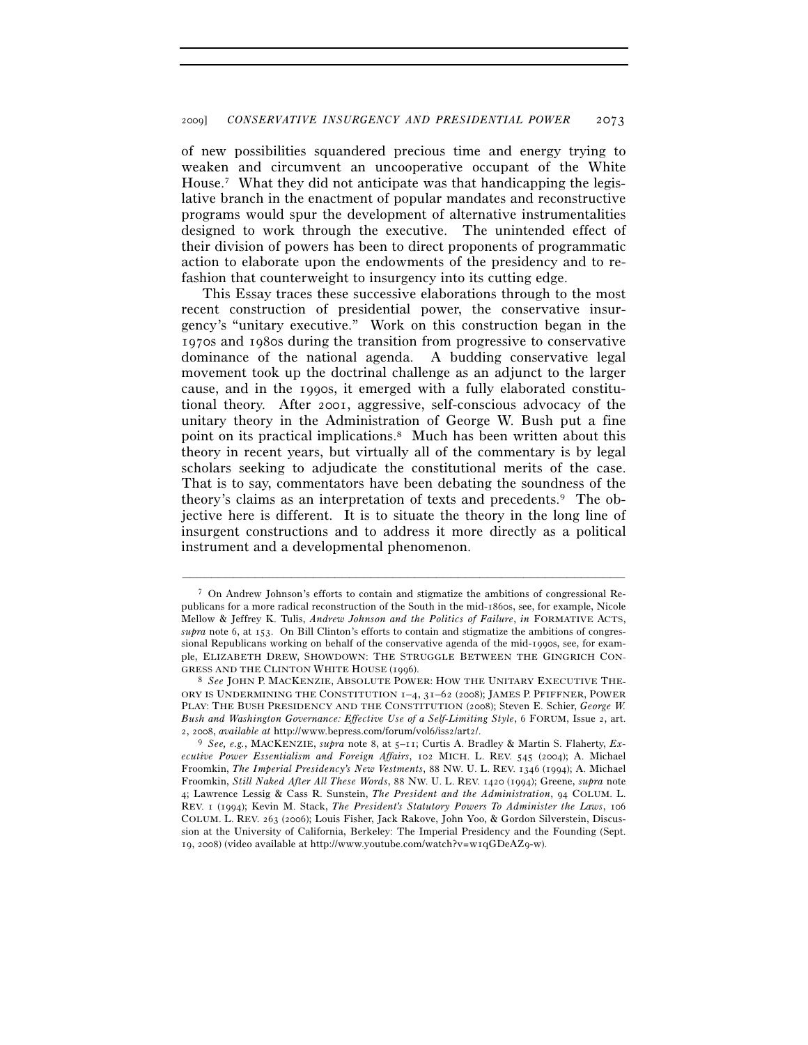of new possibilities squandered precious time and energy trying to weaken and circumvent an uncooperative occupant of the White House.[7] What they did not anticipate was that handicapping the legislative branch in the enactment of popular mandates and reconstructive programs would spur the development of alternative instrumentalities designed to work through the executive. The unintended effect of their division of powers has been to direct proponents of programmatic action to elaborate upon the endowments of the presidency and to refashion that counterweight to insurgency into its cutting edge.

This Essay traces these successive elaborations through to the most recent construction of presidential power, the conservative insurgency's "unitary executive." Work on this construction began in the 1970s and 1980s during the transition from progressive to conservative dominance of the national agenda. A budding conservative legal movement took up the doctrinal challenge as an adjunct to the larger cause, and in the 1990s, it emerged with a fully elaborated constitutional theory. After 2001, aggressive, self-conscious advocacy of the unitary theory in the Administration of George W. Bush put a fine point on its practical implications.[8] Much has been written about this theory in recent years, but virtually all of the commentary is by legal scholars seeking to adjudicate the constitutional merits of the case. That is to say, commentators have been debating the soundness of the theory's claims as an interpretation of texts and precedents.[9] The objective here is different. It is to situate the theory in the long line of insurgent constructions and to address it more directly as a political instrument and a developmental phenomenon.

---

[7] On Andrew Johnson's efforts to contain and stigmatize the ambitions of congressional Republicans for a more radical reconstruction of the South in the mid-1860s, see, for example, Nicole Mellow & Jeffrey K. Tulis, *Andrew Johnson and the Politics of Failure*, *in* FORMATIVE ACTS, *supra* note 6, at 153. On Bill Clinton's efforts to contain and stigmatize the ambitions of congressional Republicans working on behalf of the conservative agenda of the mid-1990s, see, for example, ELIZABETH DREW, SHOWDOWN: THE STRUGGLE BETWEEN THE GINGRICH CONGRESS AND THE CLINTON WHITE HOUSE (1996).

[8] *See* JOHN P. MACKENZIE, ABSOLUTE POWER: HOW THE UNITARY EXECUTIVE THEORY IS UNDERMINING THE CONSTITUTION 1–4, 31–62 (2008); JAMES P. PFIFFNER, POWER PLAY: THE BUSH PRESIDENCY AND THE CONSTITUTION (2008); Steven E. Schier, *George W. Bush and Washington Governance: Effective Use of a Self-Limiting Style*, 6 FORUM, Issue 2, art. 2, 2008, *available at* http://www.bepress.com/forum/vol6/iss2/art2/.

[9] *See, e.g.*, MACKENZIE, *supra* note 8, at 5–11; Curtis A. Bradley & Martin S. Flaherty, *Executive Power Essentialism and Foreign Affairs*, 102 MICH. L. REV. 545 (2004); A. Michael Froomkin, *The Imperial Presidency's New Vestments*, 88 NW. U. L. REV. 1346 (1994); A. Michael Froomkin, *Still Naked After All These Words*, 88 NW. U. L. REV. 1420 (1994); Greene, *supra* note 4; Lawrence Lessig & Cass R. Sunstein, *The President and the Administration*, 94 COLUM. L. REV. 1 (1994); Kevin M. Stack, *The President's Statutory Powers To Administer the Laws*, 106 COLUM. L. REV. 263 (2006); Louis Fisher, Jack Rakove, John Yoo, & Gordon Silverstein, Discussion at the University of California, Berkeley: The Imperial Presidency and the Founding (Sept. 19, 2008) (video available at http://www.youtube.com/watch?v=w1qGDeAZ9-w).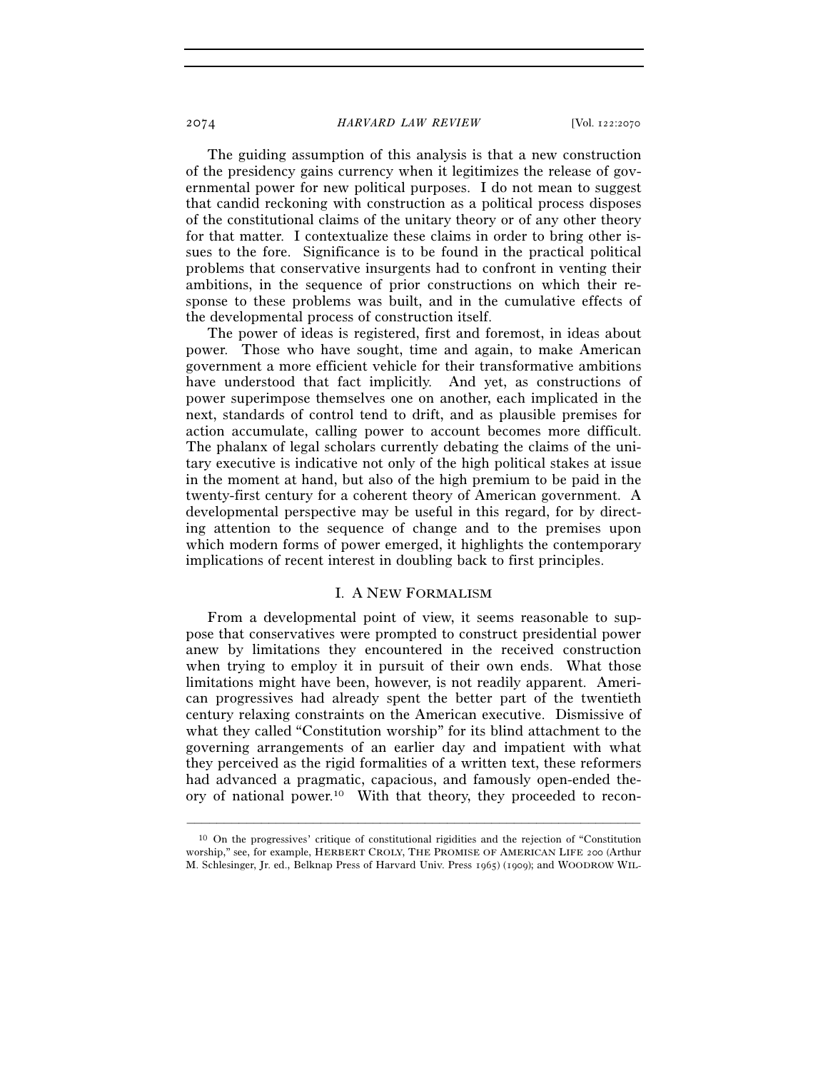The guiding assumption of this analysis is that a new construction of the presidency gains currency when it legitimizes the release of governmental power for new political purposes. I do not mean to suggest that candid reckoning with construction as a political process disposes of the constitutional claims of the unitary theory or of any other theory for that matter. I contextualize these claims in order to bring other issues to the fore. Significance is to be found in the practical political problems that conservative insurgents had to confront in venting their ambitions, in the sequence of prior constructions on which their response to these problems was built, and in the cumulative effects of the developmental process of construction itself.

The power of ideas is registered, first and foremost, in ideas about power. Those who have sought, time and again, to make American government a more efficient vehicle for their transformative ambitions have understood that fact implicitly. And yet, as constructions of power superimpose themselves one on another, each implicated in the next, standards of control tend to drift, and as plausible premises for action accumulate, calling power to account becomes more difficult. The phalanx of legal scholars currently debating the claims of the unitary executive is indicative not only of the high political stakes at issue in the moment at hand, but also of the high premium to be paid in the twenty-first century for a coherent theory of American government. A developmental perspective may be useful in this regard, for by directing attention to the sequence of change and to the premises upon which modern forms of power emerged, it highlights the contemporary implications of recent interest in doubling back to first principles.

## I. A New Formalism

From a developmental point of view, it seems reasonable to suppose that conservatives were prompted to construct presidential power anew by limitations they encountered in the received construction when trying to employ it in pursuit of their own ends. What those limitations might have been, however, is not readily apparent. American progressives had already spent the better part of the twentieth century relaxing constraints on the American executive. Dismissive of what they called "Constitution worship" for its blind attachment to the governing arrangements of an earlier day and impatient with what they perceived as the rigid formalities of a written text, these reformers had advanced a pragmatic, capacious, and famously open-ended theory of national power.[10] With that theory, they proceeded to recon-

---

[10] On the progressives' critique of constitutional rigidities and the rejection of "Constitution worship," see, for example, HERBERT CROLY, THE PROMISE OF AMERICAN LIFE 200 (Arthur M. Schlesinger, Jr. ed., Belknap Press of Harvard Univ. Press 1965) (1909); and WOODROW WIL-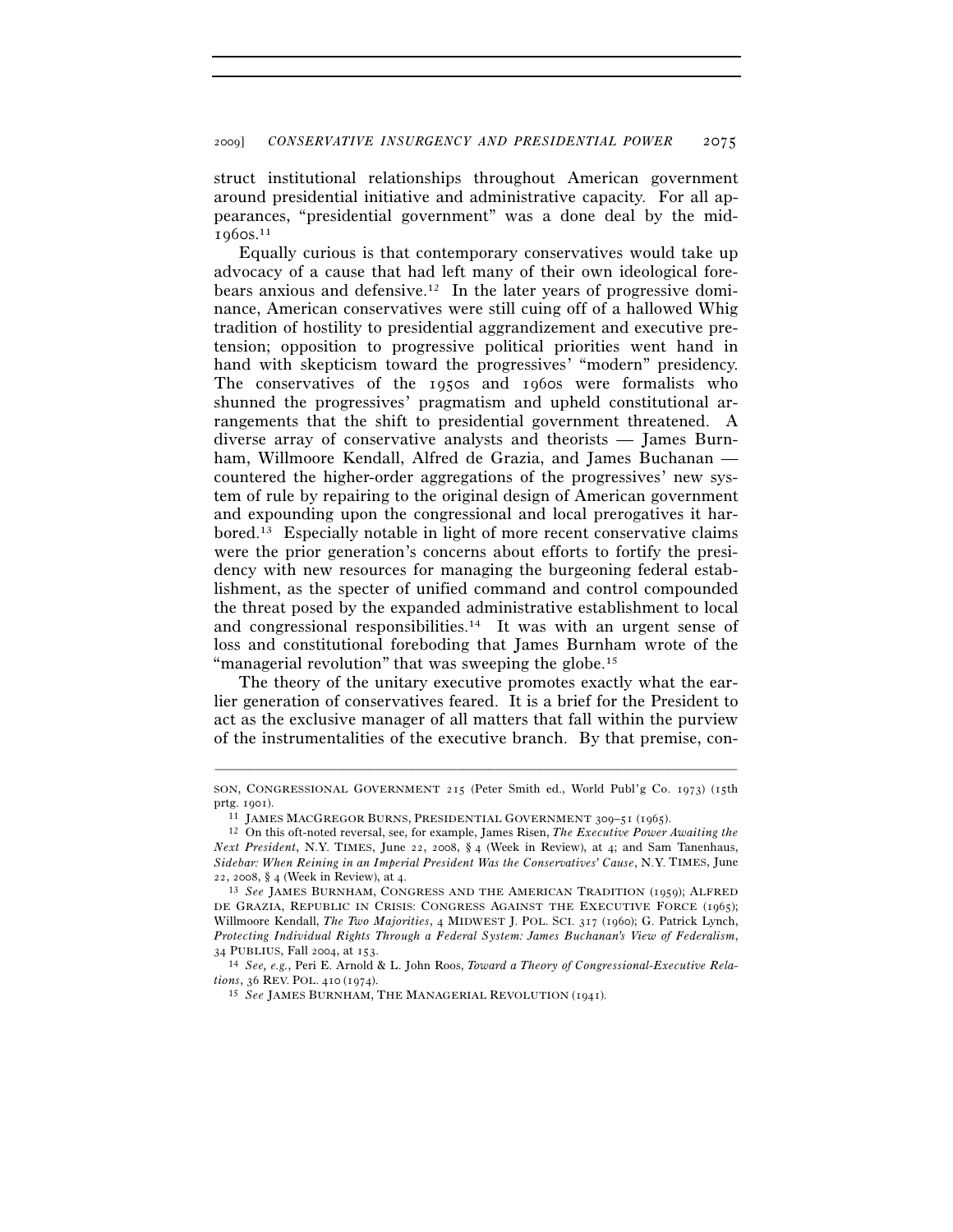struct institutional relationships throughout American government around presidential initiative and administrative capacity. For all appearances, "presidential government" was a done deal by the mid-1960s.[11]

Equally curious is that contemporary conservatives would take up advocacy of a cause that had left many of their own ideological forebears anxious and defensive.[12] In the later years of progressive dominance, American conservatives were still cuing off of a hallowed Whig tradition of hostility to presidential aggrandizement and executive pretension; opposition to progressive political priorities went hand in hand with skepticism toward the progressives' "modern" presidency. The conservatives of the 1950s and 1960s were formalists who shunned the progressives' pragmatism and upheld constitutional arrangements that the shift to presidential government threatened. A diverse array of conservative analysts and theorists — James Burnham, Willmoore Kendall, Alfred de Grazia, and James Buchanan — countered the higher-order aggregations of the progressives' new system of rule by repairing to the original design of American government and expounding upon the congressional and local prerogatives it harbored.[13] Especially notable in light of more recent conservative claims were the prior generation's concerns about efforts to fortify the presidency with new resources for managing the burgeoning federal establishment, as the specter of unified command and control compounded the threat posed by the expanded administrative establishment to local and congressional responsibilities.[14] It was with an urgent sense of loss and constitutional foreboding that James Burnham wrote of the "managerial revolution" that was sweeping the globe.[15]

The theory of the unitary executive promotes exactly what the earlier generation of conservatives feared. It is a brief for the President to act as the exclusive manager of all matters that fall within the purview of the instrumentalities of the executive branch. By that premise, con-

---

SON, CONGRESSIONAL GOVERNMENT 215 (Peter Smith ed., World Publ'g Co. 1973) (15th prtg. 1901).

[11] JAMES MACGREGOR BURNS, PRESIDENTIAL GOVERNMENT 309–51 (1965).

[12] On this oft-noted reversal, see, for example, James Risen, *The Executive Power Awaiting the Next President*, N.Y. TIMES, June 22, 2008, § 4 (Week in Review), at 4; and Sam Tanenhaus, *Sidebar: When Reining in an Imperial President Was the Conservatives' Cause*, N.Y. TIMES, June 22, 2008, § 4 (Week in Review), at 4.

[13] *See* JAMES BURNHAM, CONGRESS AND THE AMERICAN TRADITION (1959); ALFRED DE GRAZIA, REPUBLIC IN CRISIS: CONGRESS AGAINST THE EXECUTIVE FORCE (1965); Willmoore Kendall, *The Two Majorities*, 4 MIDWEST J. POL. SCI. 317 (1960); G. Patrick Lynch, *Protecting Individual Rights Through a Federal System: James Buchanan's View of Federalism*, 34 PUBLIUS, Fall 2004, at 153.

[14] *See, e.g.*, Peri E. Arnold & L. John Roos, *Toward a Theory of Congressional-Executive Relations*, 36 REV. POL. 410 (1974).

[15] *See* JAMES BURNHAM, THE MANAGERIAL REVOLUTION (1941).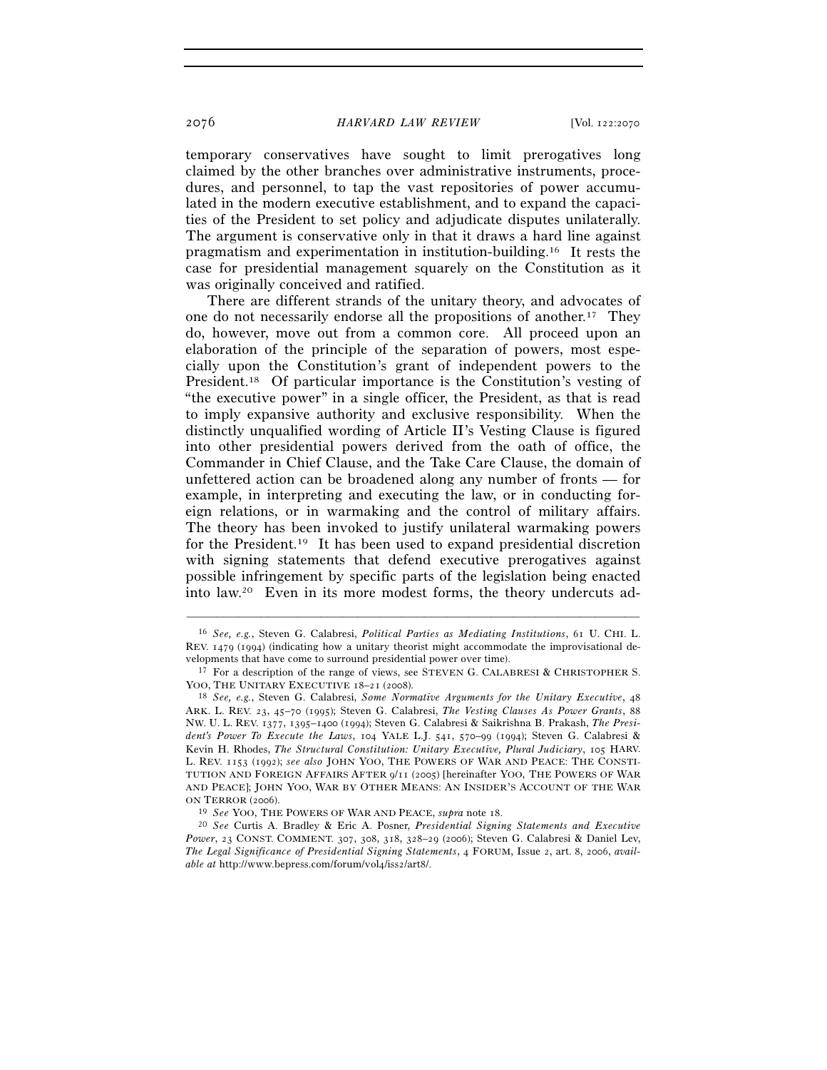temporary conservatives have sought to limit prerogatives long claimed by the other branches over administrative instruments, procedures, and personnel, to tap the vast repositories of power accumulated in the modern executive establishment, and to expand the capacities of the President to set policy and adjudicate disputes unilaterally. The argument is conservative only in that it draws a hard line against pragmatism and experimentation in institution-building.[16] It rests the case for presidential management squarely on the Constitution as it was originally conceived and ratified.

There are different strands of the unitary theory, and advocates of one do not necessarily endorse all the propositions of another.[17] They do, however, move out from a common core. All proceed upon an elaboration of the principle of the separation of powers, most especially upon the Constitution's grant of independent powers to the President.[18] Of particular importance is the Constitution's vesting of "the executive power" in a single officer, the President, as that is read to imply expansive authority and exclusive responsibility. When the distinctly unqualified wording of Article II's Vesting Clause is figured into other presidential powers derived from the oath of office, the Commander in Chief Clause, and the Take Care Clause, the domain of unfettered action can be broadened along any number of fronts — for example, in interpreting and executing the law, or in conducting foreign relations, or in warmaking and the control of military affairs. The theory has been invoked to justify unilateral warmaking powers for the President.[19] It has been used to expand presidential discretion with signing statements that defend executive prerogatives against possible infringement by specific parts of the legislation being enacted into law.[20] Even in its more modest forms, the theory undercuts ad-

---

[16] *See, e.g.*, Steven G. Calabresi, *Political Parties as Mediating Institutions*, 61 U. CHI. L. REV. 1479 (1994) (indicating how a unitary theorist might accommodate the improvisational developments that have come to surround presidential power over time).

[17] For a description of the range of views, see STEVEN G. CALABRESI & CHRISTOPHER S. YOO, THE UNITARY EXECUTIVE 18–21 (2008).

[18] *See, e.g.*, Steven G. Calabresi, *Some Normative Arguments for the Unitary Executive*, 48 ARK. L. REV. 23, 45–70 (1995); Steven G. Calabresi, *The Vesting Clauses As Power Grants*, 88 NW. U. L. REV. 1377, 1395–1400 (1994); Steven G. Calabresi & Saikrishna B. Prakash, *The President's Power To Execute the Laws*, 104 YALE L.J. 541, 570–99 (1994); Steven G. Calabresi & Kevin H. Rhodes, *The Structural Constitution: Unitary Executive, Plural Judiciary*, 105 HARV. L. REV. 1153 (1992); *see also* JOHN YOO, THE POWERS OF WAR AND PEACE: THE CONSTITUTION AND FOREIGN AFFAIRS AFTER 9/11 (2005) [hereinafter YOO, THE POWERS OF WAR AND PEACE]; JOHN YOO, WAR BY OTHER MEANS: AN INSIDER'S ACCOUNT OF THE WAR ON TERROR (2006).

[19] *See* YOO, THE POWERS OF WAR AND PEACE, *supra* note 18.

[20] *See* Curtis A. Bradley & Eric A. Posner, *Presidential Signing Statements and Executive Power*, 23 CONST. COMMENT. 307, 308, 318, 328–29 (2006); Steven G. Calabresi & Daniel Lev, *The Legal Significance of Presidential Signing Statements*, 4 FORUM, Issue 2, art. 8, 2006, *available at* http://www.bepress.com/forum/vol4/iss2/art8/.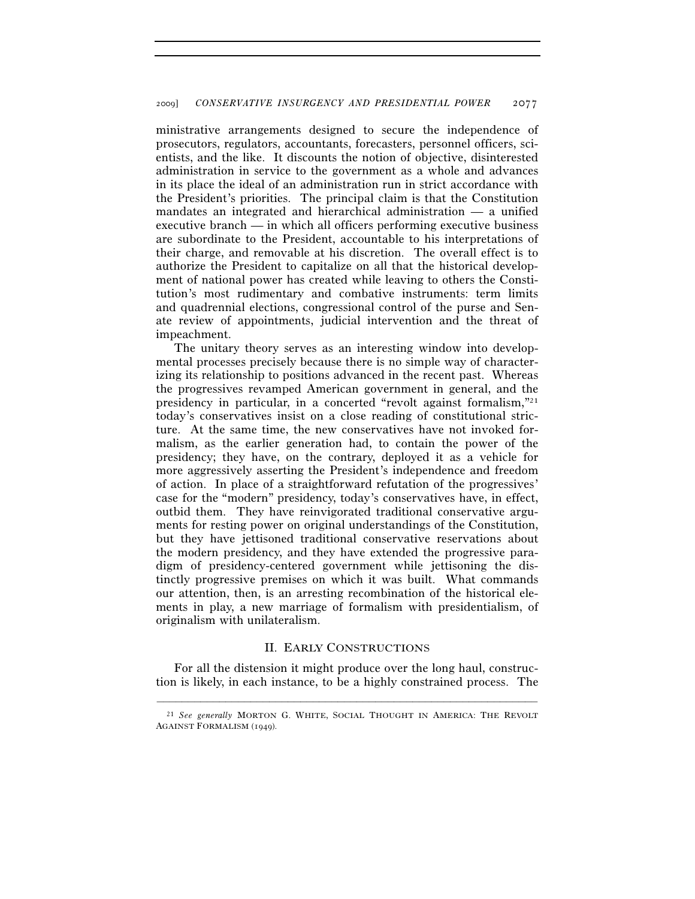ministrative arrangements designed to secure the independence of prosecutors, regulators, accountants, forecasters, personnel officers, scientists, and the like. It discounts the notion of objective, disinterested administration in service to the government as a whole and advances in its place the ideal of an administration run in strict accordance with the President's priorities. The principal claim is that the Constitution mandates an integrated and hierarchical administration — a unified executive branch — in which all officers performing executive business are subordinate to the President, accountable to his interpretations of their charge, and removable at his discretion. The overall effect is to authorize the President to capitalize on all that the historical development of national power has created while leaving to others the Constitution's most rudimentary and combative instruments: term limits and quadrennial elections, congressional control of the purse and Senate review of appointments, judicial intervention and the threat of impeachment.

The unitary theory serves as an interesting window into developmental processes precisely because there is no simple way of characterizing its relationship to positions advanced in the recent past. Whereas the progressives revamped American government in general, and the presidency in particular, in a concerted "revolt against formalism,"[21] today's conservatives insist on a close reading of constitutional stricture. At the same time, the new conservatives have not invoked formalism, as the earlier generation had, to contain the power of the presidency; they have, on the contrary, deployed it as a vehicle for more aggressively asserting the President's independence and freedom of action. In place of a straightforward refutation of the progressives' case for the "modern" presidency, today's conservatives have, in effect, outbid them. They have reinvigorated traditional conservative arguments for resting power on original understandings of the Constitution, but they have jettisoned traditional conservative reservations about the modern presidency, and they have extended the progressive paradigm of presidency-centered government while jettisoning the distinctly progressive premises on which it was built. What commands our attention, then, is an arresting recombination of the historical elements in play, a new marriage of formalism with presidentialism, of originalism with unilateralism.

## II. EARLY CONSTRUCTIONS

For all the distension it might produce over the long haul, construction is likely, in each instance, to be a highly constrained process. The

---

[21] *See generally* MORTON G. WHITE, SOCIAL THOUGHT IN AMERICA: THE REVOLT AGAINST FORMALISM (1949).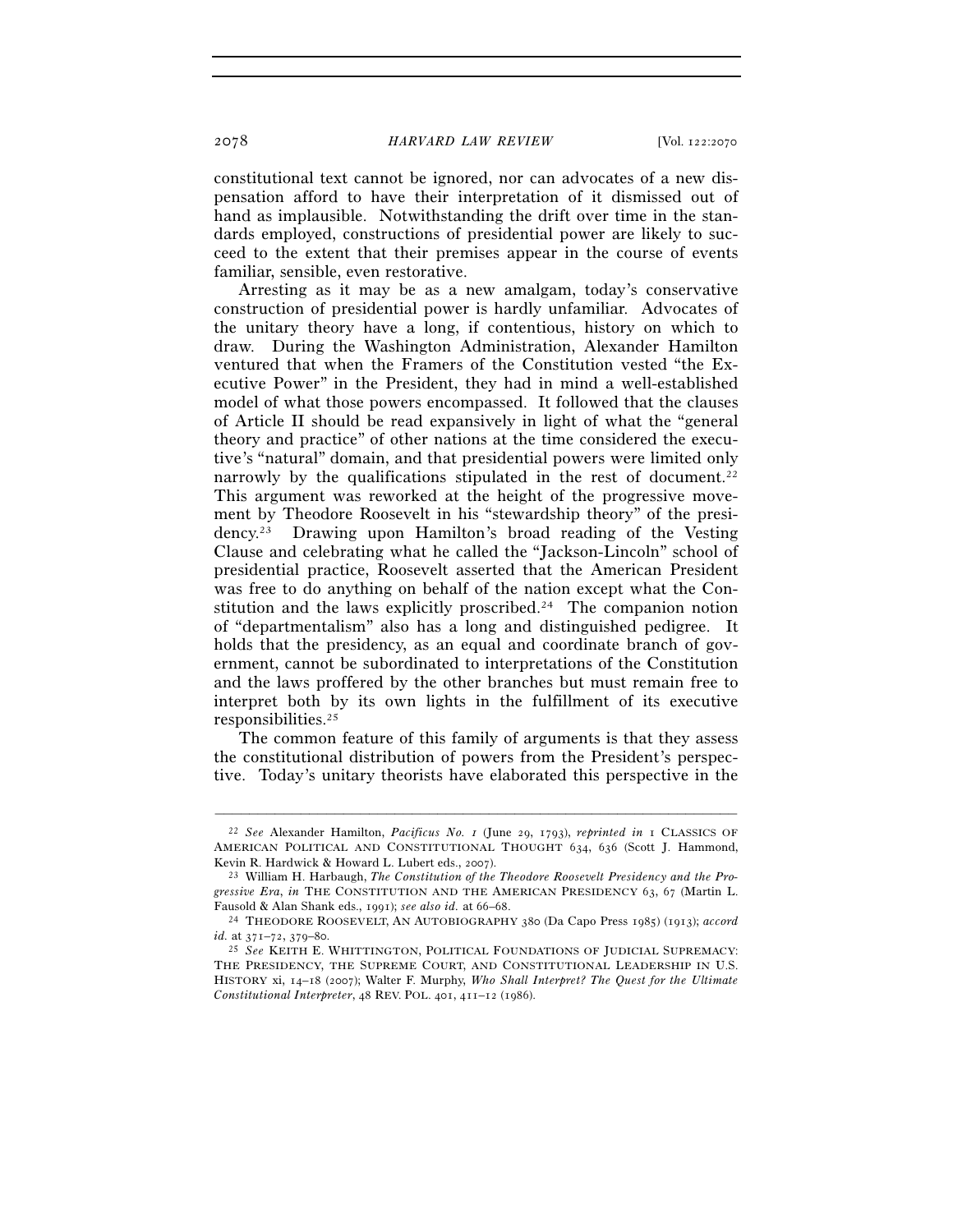constitutional text cannot be ignored, nor can advocates of a new dispensation afford to have their interpretation of it dismissed out of hand as implausible. Notwithstanding the drift over time in the standards employed, constructions of presidential power are likely to succeed to the extent that their premises appear in the course of events familiar, sensible, even restorative.

Arresting as it may be as a new amalgam, today's conservative construction of presidential power is hardly unfamiliar. Advocates of the unitary theory have a long, if contentious, history on which to draw. During the Washington Administration, Alexander Hamilton ventured that when the Framers of the Constitution vested "the Executive Power" in the President, they had in mind a well-established model of what those powers encompassed. It followed that the clauses of Article II should be read expansively in light of what the "general theory and practice" of other nations at the time considered the executive's "natural" domain, and that presidential powers were limited only narrowly by the qualifications stipulated in the rest of document.[22] This argument was reworked at the height of the progressive movement by Theodore Roosevelt in his "stewardship theory" of the presidency.[23] Drawing upon Hamilton's broad reading of the Vesting Clause and celebrating what he called the "Jackson-Lincoln" school of presidential practice, Roosevelt asserted that the American President was free to do anything on behalf of the nation except what the Constitution and the laws explicitly proscribed.[24] The companion notion of "departmentalism" also has a long and distinguished pedigree. It holds that the presidency, as an equal and coordinate branch of government, cannot be subordinated to interpretations of the Constitution and the laws proffered by the other branches but must remain free to interpret both by its own lights in the fulfillment of its executive responsibilities.[25]

The common feature of this family of arguments is that they assess the constitutional distribution of powers from the President's perspective. Today's unitary theorists have elaborated this perspective in the

---

[22] *See* Alexander Hamilton, *Pacificus No. 1* (June 29, 1793), *reprinted in* 1 CLASSICS OF AMERICAN POLITICAL AND CONSTITUTIONAL THOUGHT 634, 636 (Scott J. Hammond, Kevin R. Hardwick & Howard L. Lubert eds., 2007).

[23] William H. Harbaugh, *The Constitution of the Theodore Roosevelt Presidency and the Progressive Era*, *in* THE CONSTITUTION AND THE AMERICAN PRESIDENCY 63, 67 (Martin L. Fausold & Alan Shank eds., 1991); *see also id.* at 66–68.

[24] THEODORE ROOSEVELT, AN AUTOBIOGRAPHY 380 (Da Capo Press 1985) (1913); *accord id.* at 371–72, 379–80.

[25] *See* KEITH E. WHITTINGTON, POLITICAL FOUNDATIONS OF JUDICIAL SUPREMACY: THE PRESIDENCY, THE SUPREME COURT, AND CONSTITUTIONAL LEADERSHIP IN U.S. HISTORY xi, 14–18 (2007); Walter F. Murphy, *Who Shall Interpret? The Quest for the Ultimate Constitutional Interpreter*, 48 REV. POL. 401, 411–12 (1986).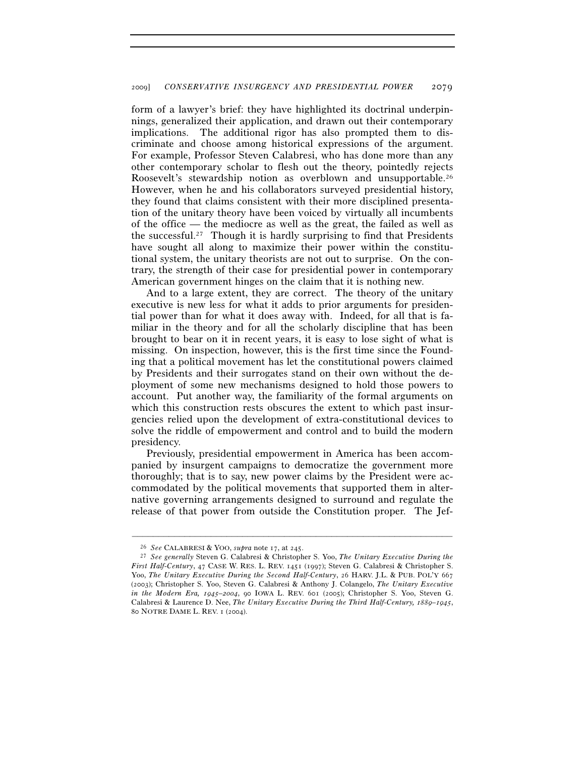form of a lawyer's brief: they have highlighted its doctrinal underpinnings, generalized their application, and drawn out their contemporary implications. The additional rigor has also prompted them to discriminate and choose among historical expressions of the argument. For example, Professor Steven Calabresi, who has done more than any other contemporary scholar to flesh out the theory, pointedly rejects Roosevelt's stewardship notion as overblown and unsupportable.[26] However, when he and his collaborators surveyed presidential history, they found that claims consistent with their more disciplined presentation of the unitary theory have been voiced by virtually all incumbents of the office — the mediocre as well as the great, the failed as well as the successful.[27] Though it is hardly surprising to find that Presidents have sought all along to maximize their power within the constitutional system, the unitary theorists are not out to surprise. On the contrary, the strength of their case for presidential power in contemporary American government hinges on the claim that it is nothing new.

And to a large extent, they are correct. The theory of the unitary executive is new less for what it adds to prior arguments for presidential power than for what it does away with. Indeed, for all that is familiar in the theory and for all the scholarly discipline that has been brought to bear on it in recent years, it is easy to lose sight of what is missing. On inspection, however, this is the first time since the Founding that a political movement has let the constitutional powers claimed by Presidents and their surrogates stand on their own without the deployment of some new mechanisms designed to hold those powers to account. Put another way, the familiarity of the formal arguments on which this construction rests obscures the extent to which past insurgencies relied upon the development of extra-constitutional devices to solve the riddle of empowerment and control and to build the modern presidency.

Previously, presidential empowerment in America has been accompanied by insurgent campaigns to democratize the government more thoroughly; that is to say, new power claims by the President were accommodated by the political movements that supported them in alternative governing arrangements designed to surround and regulate the release of that power from outside the Constitution proper. The Jef-

---

[26] *See* CALABRESI & YOO, *supra* note 17, at 245.

[27] *See generally* Steven G. Calabresi & Christopher S. Yoo, *The Unitary Executive During the First Half-Century*, 47 CASE W. RES. L. REV. 1451 (1997); Steven G. Calabresi & Christopher S. Yoo, *The Unitary Executive During the Second Half-Century*, 26 HARV. J.L. & PUB. POL'Y 667 (2003); Christopher S. Yoo, Steven G. Calabresi & Anthony J. Colangelo, *The Unitary Executive in the Modern Era, 1945–2004*, 90 IOWA L. REV. 601 (2005); Christopher S. Yoo, Steven G. Calabresi & Laurence D. Nee, *The Unitary Executive During the Third Half-Century, 1889–1945*, 80 NOTRE DAME L. REV. 1 (2004).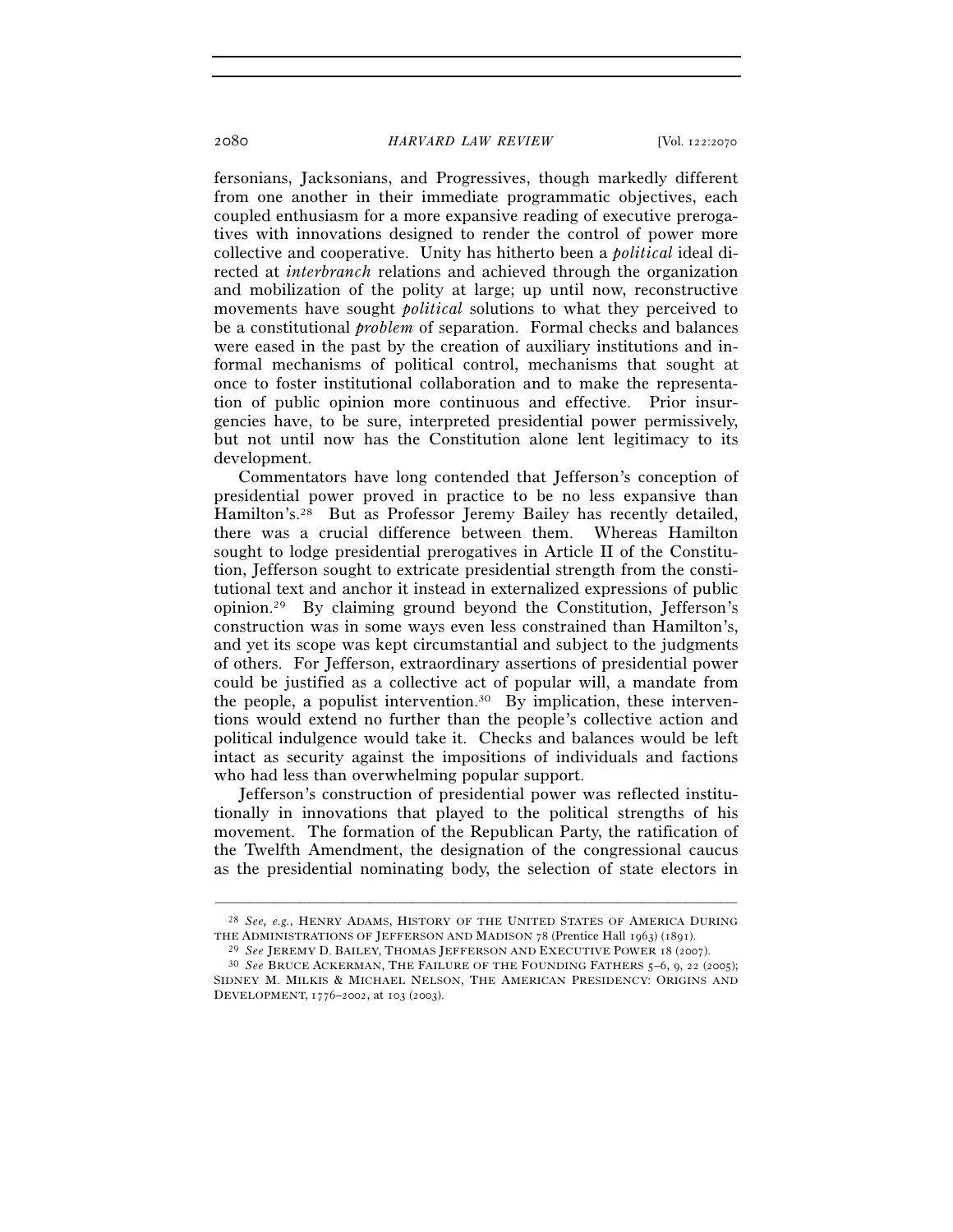fersonians, Jacksonians, and Progressives, though markedly different from one another in their immediate programmatic objectives, each coupled enthusiasm for a more expansive reading of executive prerogatives with innovations designed to render the control of power more collective and cooperative. Unity has hitherto been a *political* ideal directed at *interbranch* relations and achieved through the organization and mobilization of the polity at large; up until now, reconstructive movements have sought *political* solutions to what they perceived to be a constitutional *problem* of separation. Formal checks and balances were eased in the past by the creation of auxiliary institutions and informal mechanisms of political control, mechanisms that sought at once to foster institutional collaboration and to make the representation of public opinion more continuous and effective. Prior insurgencies have, to be sure, interpreted presidential power permissively, but not until now has the Constitution alone lent legitimacy to its development.

Commentators have long contended that Jefferson's conception of presidential power proved in practice to be no less expansive than Hamilton's.[28] But as Professor Jeremy Bailey has recently detailed, there was a crucial difference between them. Whereas Hamilton sought to lodge presidential prerogatives in Article II of the Constitution, Jefferson sought to extricate presidential strength from the constitutional text and anchor it instead in externalized expressions of public opinion.[29] By claiming ground beyond the Constitution, Jefferson's construction was in some ways even less constrained than Hamilton's, and yet its scope was kept circumstantial and subject to the judgments of others. For Jefferson, extraordinary assertions of presidential power could be justified as a collective act of popular will, a mandate from the people, a populist intervention.[30] By implication, these interventions would extend no further than the people's collective action and political indulgence would take it. Checks and balances would be left intact as security against the impositions of individuals and factions who had less than overwhelming popular support.

Jefferson's construction of presidential power was reflected institutionally in innovations that played to the political strengths of his movement. The formation of the Republican Party, the ratification of the Twelfth Amendment, the designation of the congressional caucus as the presidential nominating body, the selection of state electors in

---

[28] *See, e.g.*, HENRY ADAMS, HISTORY OF THE UNITED STATES OF AMERICA DURING THE ADMINISTRATIONS OF JEFFERSON AND MADISON 78 (Prentice Hall 1963) (1891).

[29] *See* JEREMY D. BAILEY, THOMAS JEFFERSON AND EXECUTIVE POWER 18 (2007).

[30] *See* BRUCE ACKERMAN, THE FAILURE OF THE FOUNDING FATHERS 5–6, 9, 22 (2005); SIDNEY M. MILKIS & MICHAEL NELSON, THE AMERICAN PRESIDENCY: ORIGINS AND DEVELOPMENT, 1776–2002, at 103 (2003).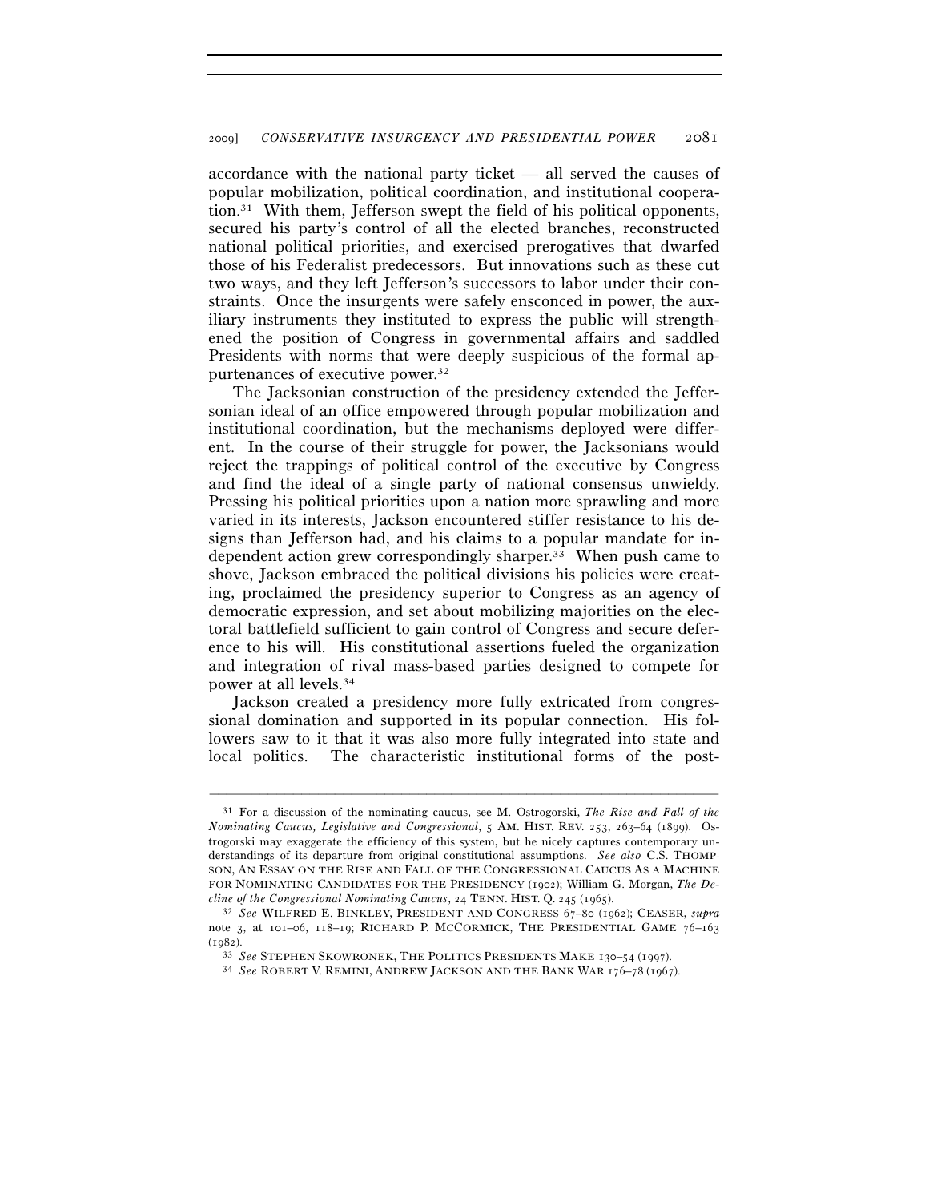accordance with the national party ticket — all served the causes of popular mobilization, political coordination, and institutional cooperation.[31] With them, Jefferson swept the field of his political opponents, secured his party's control of all the elected branches, reconstructed national political priorities, and exercised prerogatives that dwarfed those of his Federalist predecessors. But innovations such as these cut two ways, and they left Jefferson's successors to labor under their constraints. Once the insurgents were safely ensconced in power, the auxiliary instruments they instituted to express the public will strengthened the position of Congress in governmental affairs and saddled Presidents with norms that were deeply suspicious of the formal appurtenances of executive power.[32]

The Jacksonian construction of the presidency extended the Jeffersonian ideal of an office empowered through popular mobilization and institutional coordination, but the mechanisms deployed were different. In the course of their struggle for power, the Jacksonians would reject the trappings of political control of the executive by Congress and find the ideal of a single party of national consensus unwieldy. Pressing his political priorities upon a nation more sprawling and more varied in its interests, Jackson encountered stiffer resistance to his designs than Jefferson had, and his claims to a popular mandate for independent action grew correspondingly sharper.[33] When push came to shove, Jackson embraced the political divisions his policies were creating, proclaimed the presidency superior to Congress as an agency of democratic expression, and set about mobilizing majorities on the electoral battlefield sufficient to gain control of Congress and secure deference to his will. His constitutional assertions fueled the organization and integration of rival mass-based parties designed to compete for power at all levels.[34]

Jackson created a presidency more fully extricated from congressional domination and supported in its popular connection. His followers saw to it that it was also more fully integrated into state and local politics. The characteristic institutional forms of the post-

---

[31] For a discussion of the nominating caucus, see M. Ostrogorski, *The Rise and Fall of the Nominating Caucus, Legislative and Congressional*, 5 AM. HIST. REV. 253, 263–64 (1899). Ostrogorski may exaggerate the efficiency of this system, but he nicely captures contemporary understandings of its departure from original constitutional assumptions. *See also* C.S. THOMPSON, AN ESSAY ON THE RISE AND FALL OF THE CONGRESSIONAL CAUCUS AS A MACHINE FOR NOMINATING CANDIDATES FOR THE PRESIDENCY (1902); William G. Morgan, *The Decline of the Congressional Nominating Caucus*, 24 TENN. HIST. Q. 245 (1965).

[32] *See* WILFRED E. BINKLEY, PRESIDENT AND CONGRESS 67–80 (1962); CEASER, *supra* note 3, at 101–06, 118–19; RICHARD P. MCCORMICK, THE PRESIDENTIAL GAME 76–163 (1982).

[33] *See* STEPHEN SKOWRONEK, THE POLITICS PRESIDENTS MAKE 130–54 (1997).

[34] *See* ROBERT V. REMINI, ANDREW JACKSON AND THE BANK WAR 176–78 (1967).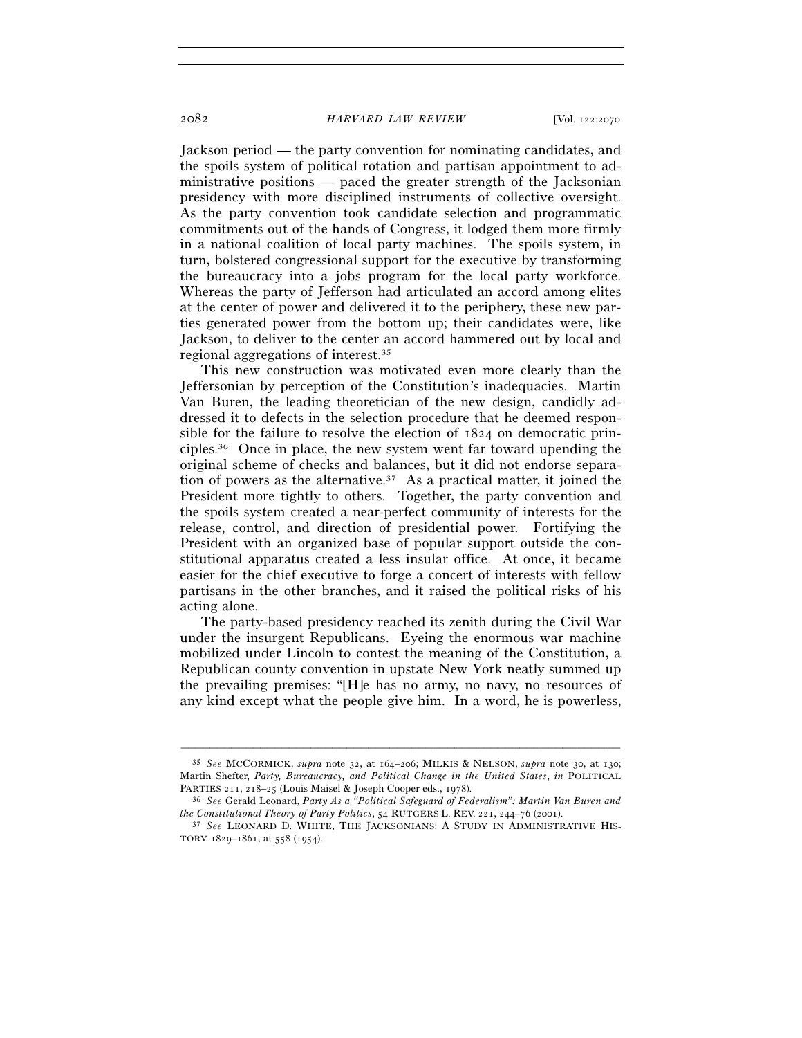Jackson period — the party convention for nominating candidates, and the spoils system of political rotation and partisan appointment to administrative positions — paced the greater strength of the Jacksonian presidency with more disciplined instruments of collective oversight. As the party convention took candidate selection and programmatic commitments out of the hands of Congress, it lodged them more firmly in a national coalition of local party machines. The spoils system, in turn, bolstered congressional support for the executive by transforming the bureaucracy into a jobs program for the local party workforce. Whereas the party of Jefferson had articulated an accord among elites at the center of power and delivered it to the periphery, these new parties generated power from the bottom up; their candidates were, like Jackson, to deliver to the center an accord hammered out by local and regional aggregations of interest.[35]

This new construction was motivated even more clearly than the Jeffersonian by perception of the Constitution's inadequacies. Martin Van Buren, the leading theoretician of the new design, candidly addressed it to defects in the selection procedure that he deemed responsible for the failure to resolve the election of 1824 on democratic principles.[36] Once in place, the new system went far toward upending the original scheme of checks and balances, but it did not endorse separation of powers as the alternative.[37] As a practical matter, it joined the President more tightly to others. Together, the party convention and the spoils system created a near-perfect community of interests for the release, control, and direction of presidential power. Fortifying the President with an organized base of popular support outside the constitutional apparatus created a less insular office. At once, it became easier for the chief executive to forge a concert of interests with fellow partisans in the other branches, and it raised the political risks of his acting alone.

The party-based presidency reached its zenith during the Civil War under the insurgent Republicans. Eyeing the enormous war machine mobilized under Lincoln to contest the meaning of the Constitution, a Republican county convention in upstate New York neatly summed up the prevailing premises: "[H]e has no army, no navy, no resources of any kind except what the people give him. In a word, he is powerless,

---

[35] *See* MCCORMICK, *supra* note 32, at 164–206; MILKIS & NELSON, *supra* note 30, at 130; Martin Shefter, *Party, Bureaucracy, and Political Change in the United States*, *in* POLITICAL PARTIES 211, 218–25 (Louis Maisel & Joseph Cooper eds., 1978).

[36] *See* Gerald Leonard, *Party As a "Political Safeguard of Federalism": Martin Van Buren and the Constitutional Theory of Party Politics*, 54 RUTGERS L. REV. 221, 244–76 (2001).

[37] *See* LEONARD D. WHITE, THE JACKSONIANS: A STUDY IN ADMINISTRATIVE HISTORY 1829–1861, at 558 (1954).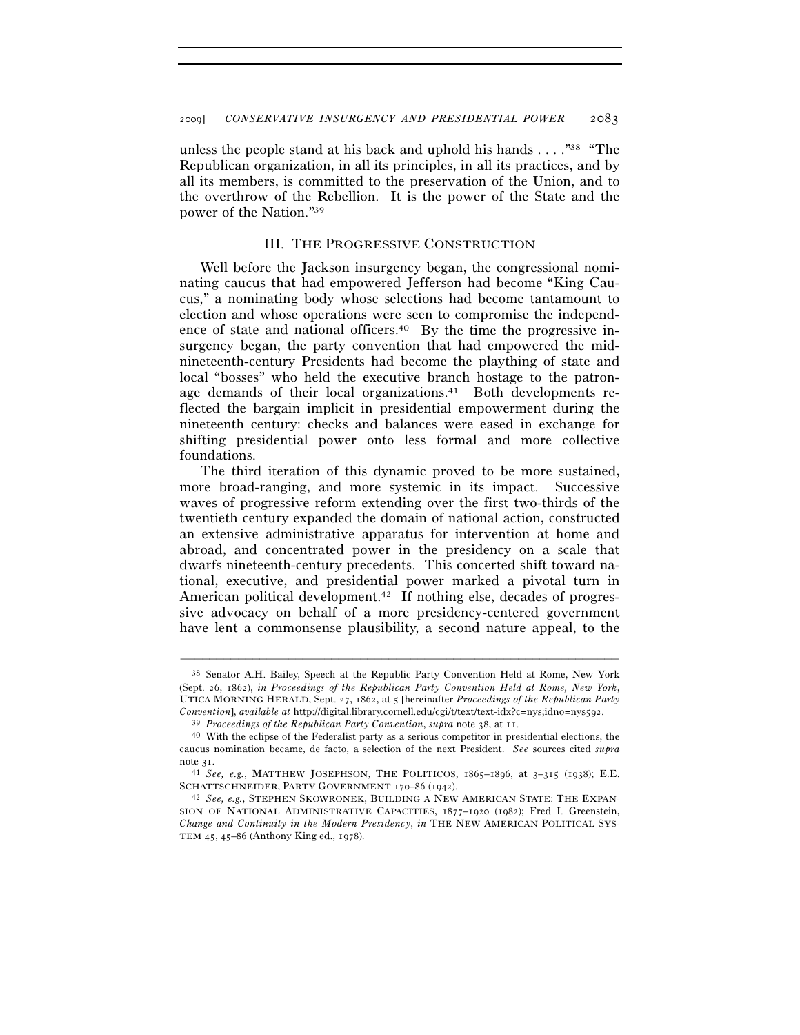unless the people stand at his back and uphold his hands . . . ."[38] "The Republican organization, in all its principles, in all its practices, and by all its members, is committed to the preservation of the Union, and to the overthrow of the Rebellion. It is the power of the State and the power of the Nation."[39]

## III. THE PROGRESSIVE CONSTRUCTION

Well before the Jackson insurgency began, the congressional nominating caucus that had empowered Jefferson had become "King Caucus," a nominating body whose selections had become tantamount to election and whose operations were seen to compromise the independence of state and national officers.[40] By the time the progressive insurgency began, the party convention that had empowered the mid-nineteenth-century Presidents had become the plaything of state and local "bosses" who held the executive branch hostage to the patronage demands of their local organizations.[41] Both developments reflected the bargain implicit in presidential empowerment during the nineteenth century: checks and balances were eased in exchange for shifting presidential power onto less formal and more collective foundations.

The third iteration of this dynamic proved to be more sustained, more broad-ranging, and more systemic in its impact. Successive waves of progressive reform extending over the first two-thirds of the twentieth century expanded the domain of national action, constructed an extensive administrative apparatus for intervention at home and abroad, and concentrated power in the presidency on a scale that dwarfs nineteenth-century precedents. This concerted shift toward national, executive, and presidential power marked a pivotal turn in American political development.[42] If nothing else, decades of progressive advocacy on behalf of a more presidency-centered government have lent a commonsense plausibility, a second nature appeal, to the

---

[38] Senator A.H. Bailey, Speech at the Republic Party Convention Held at Rome, New York (Sept. 26, 1862), *in Proceedings of the Republican Party Convention Held at Rome, New York*, UTICA MORNING HERALD, Sept. 27, 1862, at 5 [hereinafter *Proceedings of the Republican Party Convention*], *available at* http://digital.library.cornell.edu/cgi/t/text/text-idx?c=nys;idno=nys592.

[39] *Proceedings of the Republican Party Convention*, *supra* note 38, at 11.

[40] With the eclipse of the Federalist party as a serious competitor in presidential elections, the caucus nomination became, de facto, a selection of the next President. *See* sources cited *supra* note 31.

[41] *See, e.g.*, MATTHEW JOSEPHSON, THE POLITICOS, 1865–1896, at 3–315 (1938); E.E. SCHATTSCHNEIDER, PARTY GOVERNMENT 170–86 (1942).

[42] *See, e.g.*, STEPHEN SKOWRONEK, BUILDING A NEW AMERICAN STATE: THE EXPANSION OF NATIONAL ADMINISTRATIVE CAPACITIES, 1877–1920 (1982); Fred I. Greenstein, *Change and Continuity in the Modern Presidency*, *in* THE NEW AMERICAN POLITICAL SYSTEM 45, 45–86 (Anthony King ed., 1978).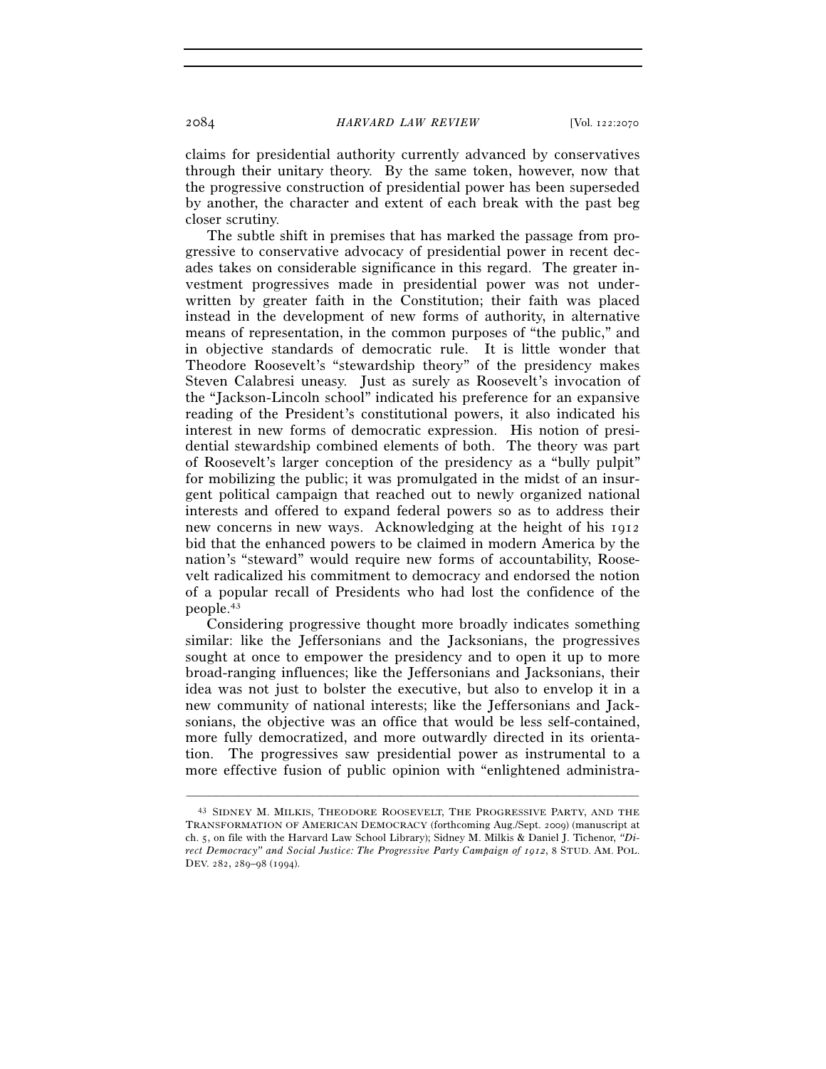claims for presidential authority currently advanced by conservatives through their unitary theory. By the same token, however, now that the progressive construction of presidential power has been superseded by another, the character and extent of each break with the past beg closer scrutiny.

The subtle shift in premises that has marked the passage from progressive to conservative advocacy of presidential power in recent decades takes on considerable significance in this regard. The greater investment progressives made in presidential power was not underwritten by greater faith in the Constitution; their faith was placed instead in the development of new forms of authority, in alternative means of representation, in the common purposes of "the public," and in objective standards of democratic rule. It is little wonder that Theodore Roosevelt's "stewardship theory" of the presidency makes Steven Calabresi uneasy. Just as surely as Roosevelt's invocation of the "Jackson-Lincoln school" indicated his preference for an expansive reading of the President's constitutional powers, it also indicated his interest in new forms of democratic expression. His notion of presidential stewardship combined elements of both. The theory was part of Roosevelt's larger conception of the presidency as a "bully pulpit" for mobilizing the public; it was promulgated in the midst of an insurgent political campaign that reached out to newly organized national interests and offered to expand federal powers so as to address their new concerns in new ways. Acknowledging at the height of his 1912 bid that the enhanced powers to be claimed in modern America by the nation's "steward" would require new forms of accountability, Roosevelt radicalized his commitment to democracy and endorsed the notion of a popular recall of Presidents who had lost the confidence of the people.[43]

Considering progressive thought more broadly indicates something similar: like the Jeffersonians and the Jacksonians, the progressives sought at once to empower the presidency and to open it up to more broad-ranging influences; like the Jeffersonians and Jacksonians, their idea was not just to bolster the executive, but also to envelop it in a new community of national interests; like the Jeffersonians and Jacksonians, the objective was an office that would be less self-contained, more fully democratized, and more outwardly directed in its orientation. The progressives saw presidential power as instrumental to a more effective fusion of public opinion with "enlightened administra-

---

[43] SIDNEY M. MILKIS, THEODORE ROOSEVELT, THE PROGRESSIVE PARTY, AND THE TRANSFORMATION OF AMERICAN DEMOCRACY (forthcoming Aug./Sept. 2009) (manuscript at ch. 5, on file with the Harvard Law School Library); Sidney M. Milkis & Daniel J. Tichenor, *"Direct Democracy" and Social Justice: The Progressive Party Campaign of 1912*, 8 STUD. AM. POL. DEV. 282, 289–98 (1994).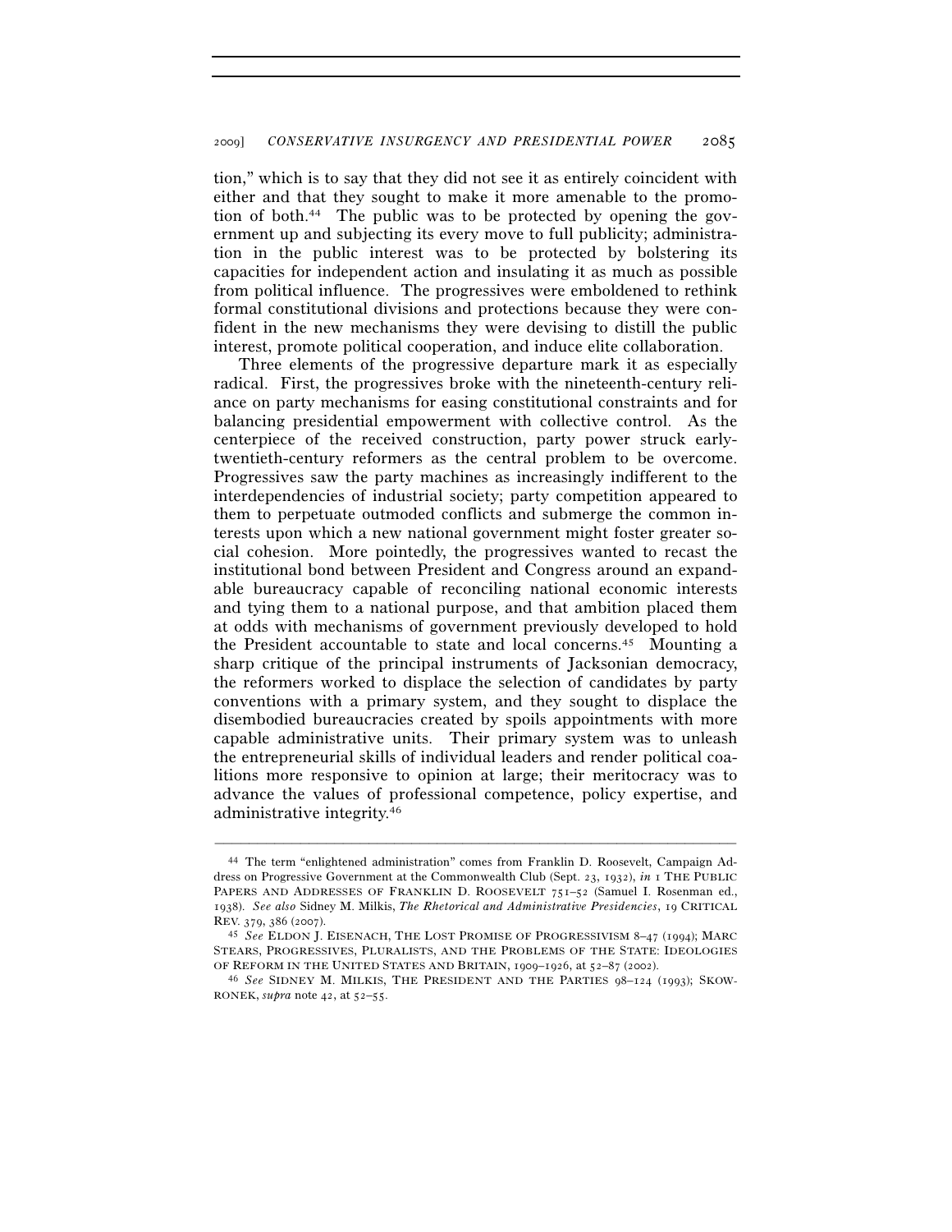tion," which is to say that they did not see it as entirely coincident with either and that they sought to make it more amenable to the promotion of both.[44] The public was to be protected by opening the government up and subjecting its every move to full publicity; administration in the public interest was to be protected by bolstering its capacities for independent action and insulating it as much as possible from political influence. The progressives were emboldened to rethink formal constitutional divisions and protections because they were confident in the new mechanisms they were devising to distill the public interest, promote political cooperation, and induce elite collaboration.

Three elements of the progressive departure mark it as especially radical. First, the progressives broke with the nineteenth-century reliance on party mechanisms for easing constitutional constraints and for balancing presidential empowerment with collective control. As the centerpiece of the received construction, party power struck early-twentieth-century reformers as the central problem to be overcome. Progressives saw the party machines as increasingly indifferent to the interdependencies of industrial society; party competition appeared to them to perpetuate outmoded conflicts and submerge the common interests upon which a new national government might foster greater social cohesion. More pointedly, the progressives wanted to recast the institutional bond between President and Congress around an expandable bureaucracy capable of reconciling national economic interests and tying them to a national purpose, and that ambition placed them at odds with mechanisms of government previously developed to hold the President accountable to state and local concerns.[45] Mounting a sharp critique of the principal instruments of Jacksonian democracy, the reformers worked to displace the selection of candidates by party conventions with a primary system, and they sought to displace the disembodied bureaucracies created by spoils appointments with more capable administrative units. Their primary system was to unleash the entrepreneurial skills of individual leaders and render political coalitions more responsive to opinion at large; their meritocracy was to advance the values of professional competence, policy expertise, and administrative integrity.[46]

---

[44] The term "enlightened administration" comes from Franklin D. Roosevelt, Campaign Address on Progressive Government at the Commonwealth Club (Sept. 23, 1932), *in* 1 THE PUBLIC PAPERS AND ADDRESSES OF FRANKLIN D. ROOSEVELT 751–52 (Samuel I. Rosenman ed., 1938). *See also* Sidney M. Milkis, *The Rhetorical and Administrative Presidencies*, 19 CRITICAL REV. 379, 386 (2007).

[45] *See* ELDON J. EISENACH, THE LOST PROMISE OF PROGRESSIVISM 8–47 (1994); MARC STEARS, PROGRESSIVES, PLURALISTS, AND THE PROBLEMS OF THE STATE: IDEOLOGIES OF REFORM IN THE UNITED STATES AND BRITAIN, 1909–1926, at 52–87 (2002).

[46] *See* SIDNEY M. MILKIS, THE PRESIDENT AND THE PARTIES 98–124 (1993); SKOWRONEK, *supra* note 42, at 52–55.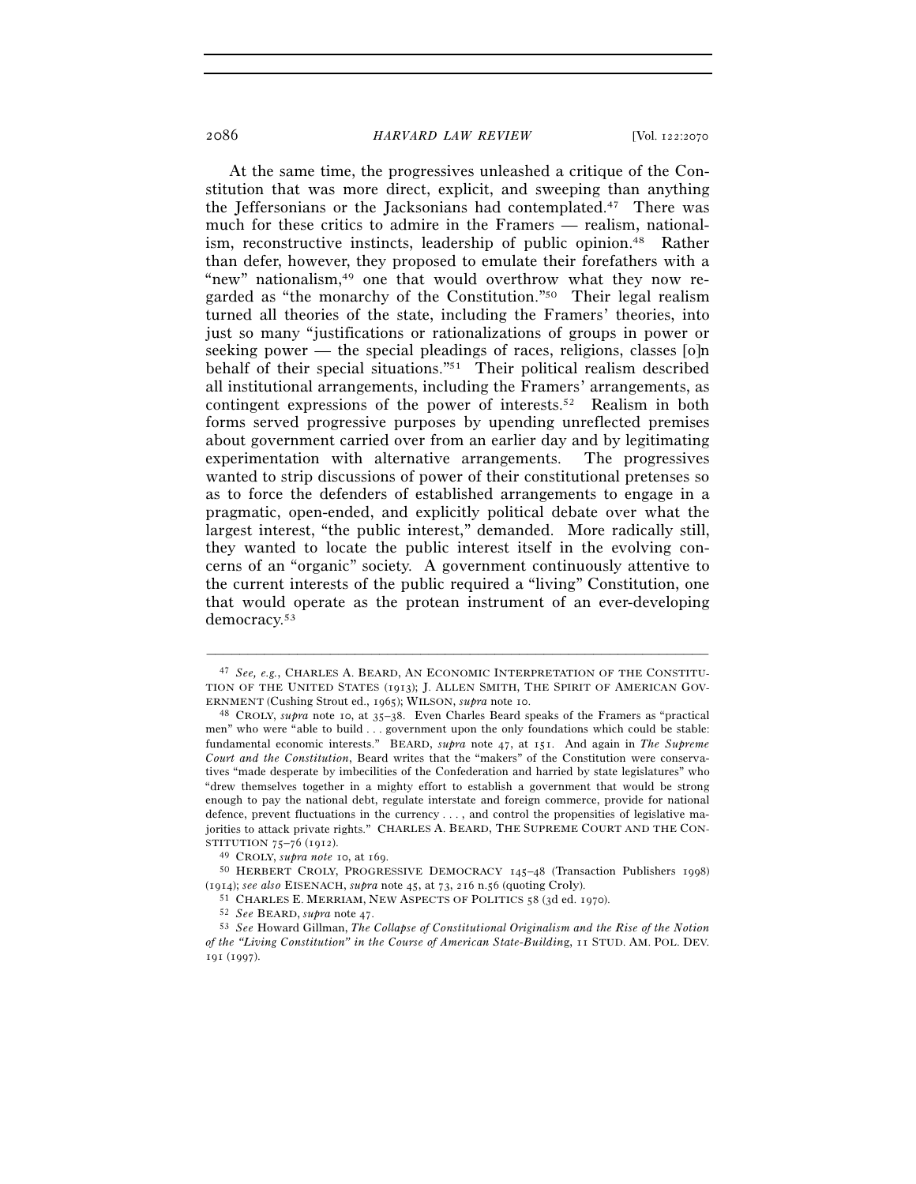At the same time, the progressives unleashed a critique of the Constitution that was more direct, explicit, and sweeping than anything the Jeffersonians or the Jacksonians had contemplated.[47] There was much for these critics to admire in the Framers — realism, nationalism, reconstructive instincts, leadership of public opinion.[48] Rather than defer, however, they proposed to emulate their forefathers with a "new" nationalism,[49] one that would overthrow what they now regarded as "the monarchy of the Constitution."[50] Their legal realism turned all theories of the state, including the Framers' theories, into just so many "justifications or rationalizations of groups in power or seeking power — the special pleadings of races, religions, classes [o]n behalf of their special situations."[51] Their political realism described all institutional arrangements, including the Framers' arrangements, as contingent expressions of the power of interests.[52] Realism in both forms served progressive purposes by upending unreflected premises about government carried over from an earlier day and by legitimating experimentation with alternative arrangements. The progressives wanted to strip discussions of power of their constitutional pretenses so as to force the defenders of established arrangements to engage in a pragmatic, open-ended, and explicitly political debate over what the largest interest, "the public interest," demanded. More radically still, they wanted to locate the public interest itself in the evolving concerns of an "organic" society. A government continuously attentive to the current interests of the public required a "living" Constitution, one that would operate as the protean instrument of an ever-developing democracy.[53]

---

[47] *See, e.g.*, CHARLES A. BEARD, AN ECONOMIC INTERPRETATION OF THE CONSTITUTION OF THE UNITED STATES (1913); J. ALLEN SMITH, THE SPIRIT OF AMERICAN GOVERNMENT (Cushing Strout ed., 1965); WILSON, *supra* note 10.

[48] CROLY, *supra* note 10, at 35–38. Even Charles Beard speaks of the Framers as "practical men" who were "able to build . . . government upon the only foundations which could be stable: fundamental economic interests." BEARD, *supra* note 47, at 151. And again in *The Supreme Court and the Constitution*, Beard writes that the "makers" of the Constitution were conservatives "made desperate by imbecilities of the Confederation and harried by state legislatures" who "drew themselves together in a mighty effort to establish a government that would be strong enough to pay the national debt, regulate interstate and foreign commerce, provide for national defence, prevent fluctuations in the currency . . . , and control the propensities of legislative majorities to attack private rights." CHARLES A. BEARD, THE SUPREME COURT AND THE CONSTITUTION 75–76 (1912).

[49] CROLY, *supra note* 10, at 169.

[50] HERBERT CROLY, PROGRESSIVE DEMOCRACY 145–48 (Transaction Publishers 1998) (1914); *see also* EISENACH, *supra* note 45, at 73, 216 n.56 (quoting Croly).

[51] CHARLES E. MERRIAM, NEW ASPECTS OF POLITICS 58 (3d ed. 1970).

[52] *See* BEARD, *supra* note 47.

[53] *See* Howard Gillman, *The Collapse of Constitutional Originalism and the Rise of the Notion of the "Living Constitution" in the Course of American State-Building*, 11 STUD. AM. POL. DEV. 191 (1997).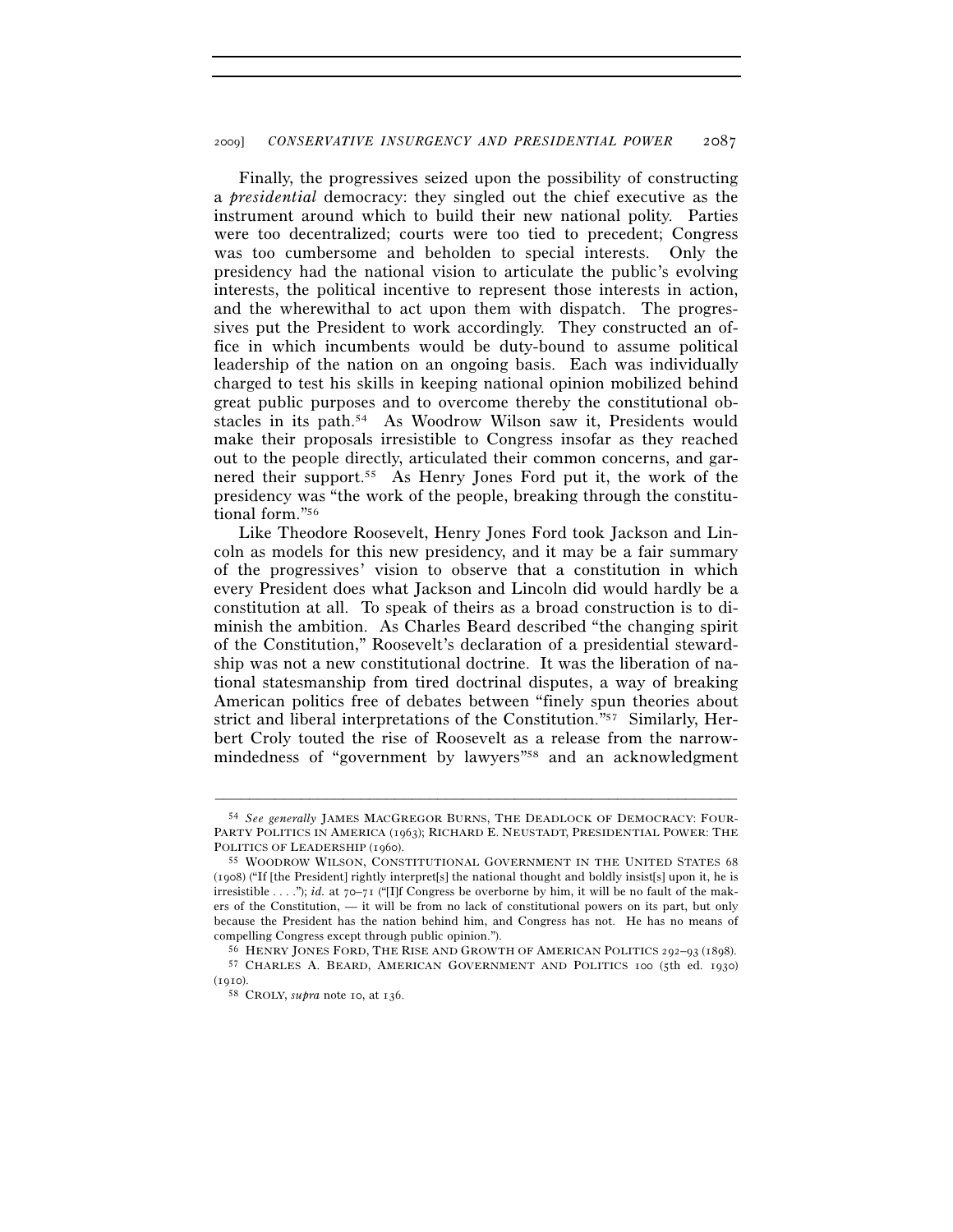Finally, the progressives seized upon the possibility of constructing a *presidential* democracy: they singled out the chief executive as the instrument around which to build their new national polity. Parties were too decentralized; courts were too tied to precedent; Congress was too cumbersome and beholden to special interests. Only the presidency had the national vision to articulate the public's evolving interests, the political incentive to represent those interests in action, and the wherewithal to act upon them with dispatch. The progressives put the President to work accordingly. They constructed an office in which incumbents would be duty-bound to assume political leadership of the nation on an ongoing basis. Each was individually charged to test his skills in keeping national opinion mobilized behind great public purposes and to overcome thereby the constitutional obstacles in its path.[54] As Woodrow Wilson saw it, Presidents would make their proposals irresistible to Congress insofar as they reached out to the people directly, articulated their common concerns, and garnered their support.[55] As Henry Jones Ford put it, the work of the presidency was "the work of the people, breaking through the constitutional form."[56]

Like Theodore Roosevelt, Henry Jones Ford took Jackson and Lincoln as models for this new presidency, and it may be a fair summary of the progressives' vision to observe that a constitution in which every President does what Jackson and Lincoln did would hardly be a constitution at all. To speak of theirs as a broad construction is to diminish the ambition. As Charles Beard described "the changing spirit of the Constitution," Roosevelt's declaration of a presidential stewardship was not a new constitutional doctrine. It was the liberation of national statesmanship from tired doctrinal disputes, a way of breaking American politics free of debates between "finely spun theories about strict and liberal interpretations of the Constitution."[57] Similarly, Herbert Croly touted the rise of Roosevelt as a release from the narrow-mindedness of "government by lawyers"[58] and an acknowledgment

---

[54] *See generally* JAMES MACGREGOR BURNS, THE DEADLOCK OF DEMOCRACY: FOUR-PARTY POLITICS IN AMERICA (1963); RICHARD E. NEUSTADT, PRESIDENTIAL POWER: THE POLITICS OF LEADERSHIP (1960).

[55] WOODROW WILSON, CONSTITUTIONAL GOVERNMENT IN THE UNITED STATES 68 (1908) ("If [the President] rightly interpret[s] the national thought and boldly insist[s] upon it, he is irresistible . . . ."); *id.* at 70–71 ("[I]f Congress be overborne by him, it will be no fault of the makers of the Constitution, — it will be from no lack of constitutional powers on its part, but only because the President has the nation behind him, and Congress has not. He has no means of compelling Congress except through public opinion.").

[56] HENRY JONES FORD, THE RISE AND GROWTH OF AMERICAN POLITICS 292–93 (1898).

[57] CHARLES A. BEARD, AMERICAN GOVERNMENT AND POLITICS 100 (5th ed. 1930) (1910).

[58] CROLY, *supra* note 10, at 136.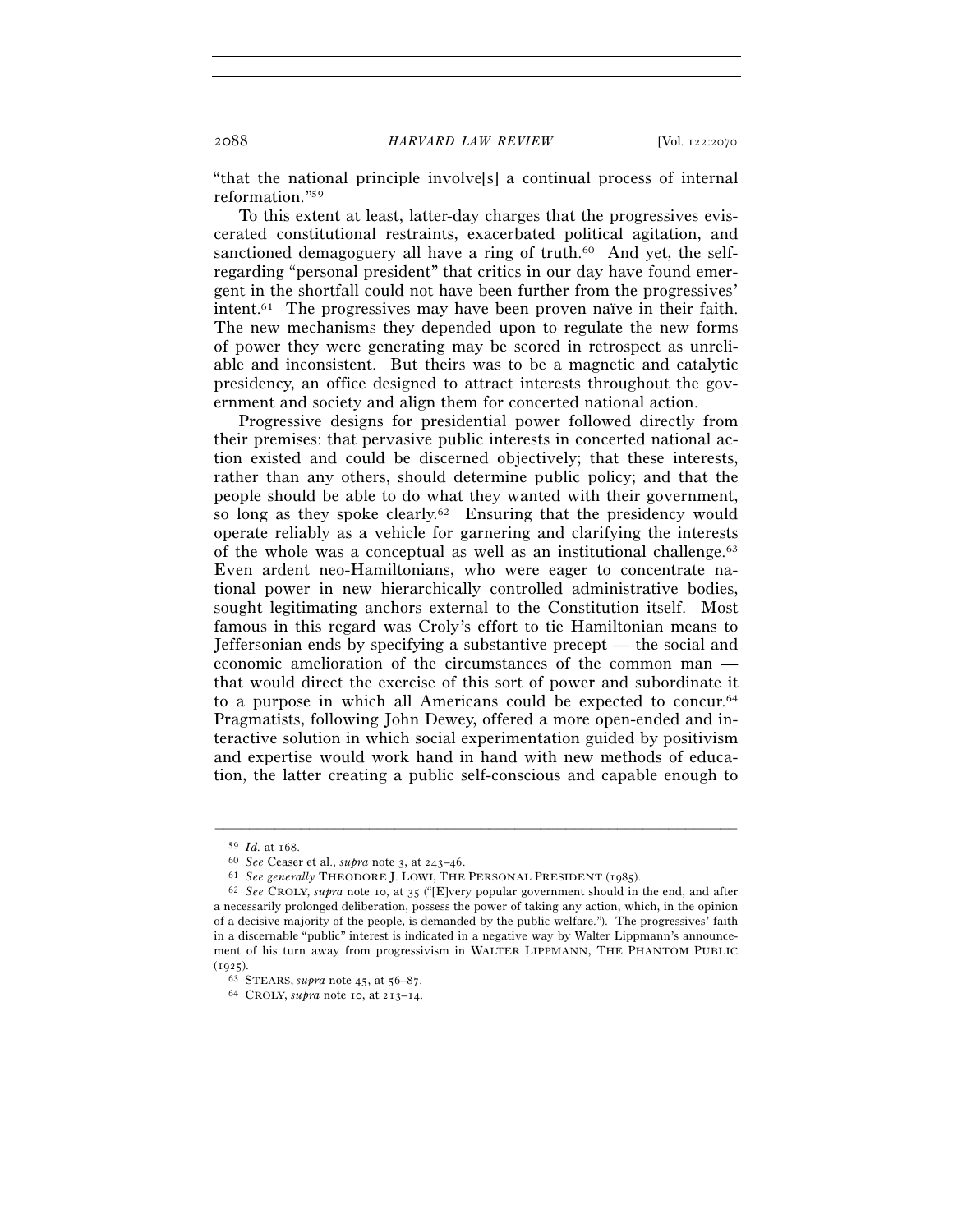"that the national principle involve[s] a continual process of internal reformation."[59]

To this extent at least, latter-day charges that the progressives eviscerated constitutional restraints, exacerbated political agitation, and sanctioned demagoguery all have a ring of truth.[60] And yet, the self-regarding "personal president" that critics in our day have found emergent in the shortfall could not have been further from the progressives' intent.[61] The progressives may have been proven naïve in their faith. The new mechanisms they depended upon to regulate the new forms of power they were generating may be scored in retrospect as unreliable and inconsistent. But theirs was to be a magnetic and catalytic presidency, an office designed to attract interests throughout the government and society and align them for concerted national action.

Progressive designs for presidential power followed directly from their premises: that pervasive public interests in concerted national action existed and could be discerned objectively; that these interests, rather than any others, should determine public policy; and that the people should be able to do what they wanted with their government, so long as they spoke clearly.[62] Ensuring that the presidency would operate reliably as a vehicle for garnering and clarifying the interests of the whole was a conceptual as well as an institutional challenge.[63] Even ardent neo-Hamiltonians, who were eager to concentrate national power in new hierarchically controlled administrative bodies, sought legitimating anchors external to the Constitution itself. Most famous in this regard was Croly's effort to tie Hamiltonian means to Jeffersonian ends by specifying a substantive precept — the social and economic amelioration of the circumstances of the common man — that would direct the exercise of this sort of power and subordinate it to a purpose in which all Americans could be expected to concur.[64] Pragmatists, following John Dewey, offered a more open-ended and interactive solution in which social experimentation guided by positivism and expertise would work hand in hand with new methods of education, the latter creating a public self-conscious and capable enough to

---

[59] *Id.* at 168.

[60] *See* Ceaser et al., *supra* note 3, at 243–46.

[61] *See generally* THEODORE J. LOWI, THE PERSONAL PRESIDENT (1985).

[62] *See* CROLY, *supra* note 10, at 35 ("[E]very popular government should in the end, and after a necessarily prolonged deliberation, possess the power of taking any action, which, in the opinion of a decisive majority of the people, is demanded by the public welfare."). The progressives' faith in a discernable "public" interest is indicated in a negative way by Walter Lippmann's announcement of his turn away from progressivism in WALTER LIPPMANN, THE PHANTOM PUBLIC (1925).

[63] STEARS, *supra* note 45, at 56–87.

[64] CROLY, *supra* note 10, at 213–14.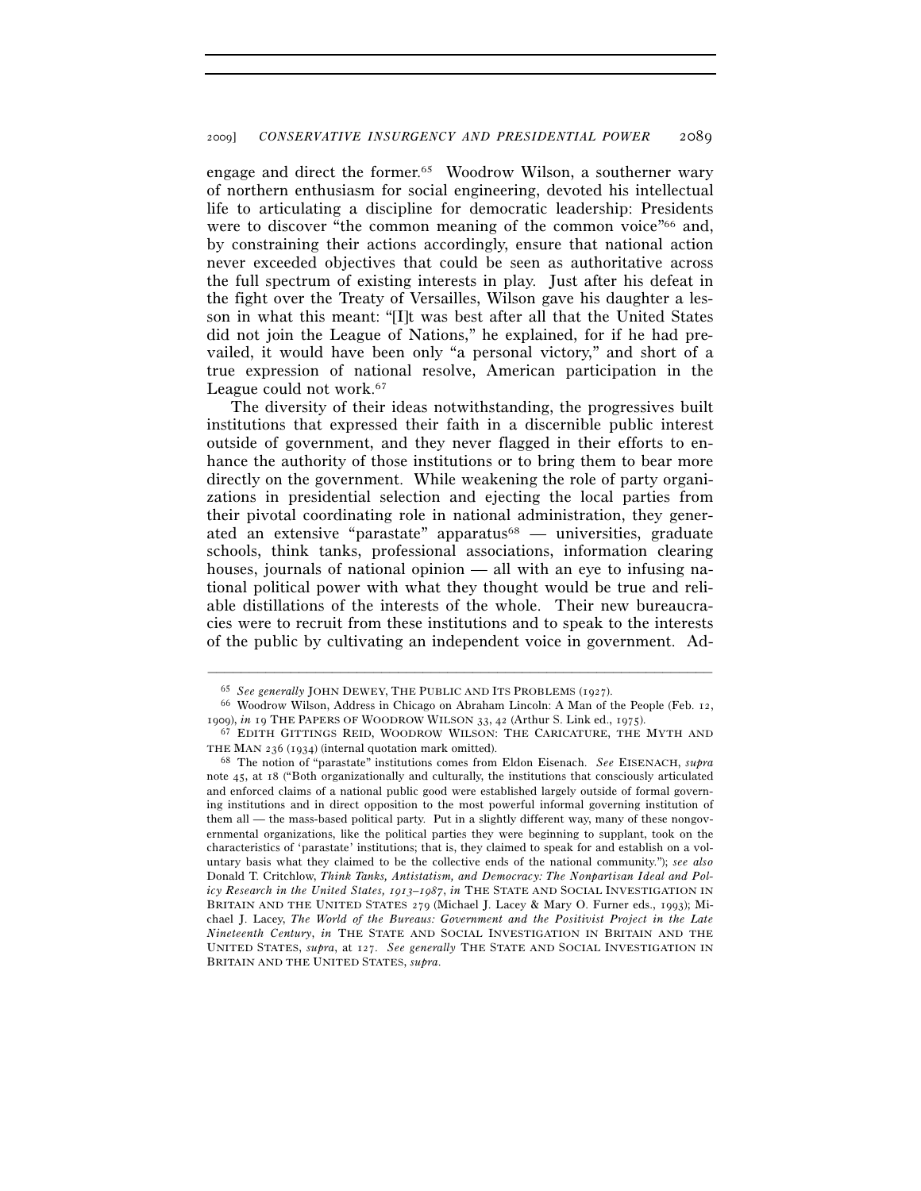engage and direct the former.[65] Woodrow Wilson, a southerner wary of northern enthusiasm for social engineering, devoted his intellectual life to articulating a discipline for democratic leadership: Presidents were to discover "the common meaning of the common voice"[66] and, by constraining their actions accordingly, ensure that national action never exceeded objectives that could be seen as authoritative across the full spectrum of existing interests in play. Just after his defeat in the fight over the Treaty of Versailles, Wilson gave his daughter a lesson in what this meant: "[I]t was best after all that the United States did not join the League of Nations," he explained, for if he had prevailed, it would have been only "a personal victory," and short of a true expression of national resolve, American participation in the League could not work.[67]

The diversity of their ideas notwithstanding, the progressives built institutions that expressed their faith in a discernible public interest outside of government, and they never flagged in their efforts to enhance the authority of those institutions or to bring them to bear more directly on the government. While weakening the role of party organizations in presidential selection and ejecting the local parties from their pivotal coordinating role in national administration, they generated an extensive "parastate" apparatus[68] — universities, graduate schools, think tanks, professional associations, information clearing houses, journals of national opinion — all with an eye to infusing national political power with what they thought would be true and reliable distillations of the interests of the whole. Their new bureaucracies were to recruit from these institutions and to speak to the interests of the public by cultivating an independent voice in government. Ad-

---

[65] *See generally* JOHN DEWEY, THE PUBLIC AND ITS PROBLEMS (1927).

[66] Woodrow Wilson, Address in Chicago on Abraham Lincoln: A Man of the People (Feb. 12, 1909), *in* 19 THE PAPERS OF WOODROW WILSON 33, 42 (Arthur S. Link ed., 1975).

[67] EDITH GITTINGS REID, WOODROW WILSON: THE CARICATURE, THE MYTH AND THE MAN 236 (1934) (internal quotation mark omitted).

[68] The notion of "parastate" institutions comes from Eldon Eisenach. *See* EISENACH, *supra* note 45, at 18 ("Both organizationally and culturally, the institutions that consciously articulated and enforced claims of a national public good were established largely outside of formal governing institutions and in direct opposition to the most powerful informal governing institution of them all — the mass-based political party. Put in a slightly different way, many of these nongovernmental organizations, like the political parties they were beginning to supplant, took on the characteristics of 'parastate' institutions; that is, they claimed to speak for and establish on a voluntary basis what they claimed to be the collective ends of the national community."); *see also* Donald T. Critchlow, *Think Tanks, Antistatism, and Democracy: The Nonpartisan Ideal and Policy Research in the United States, 1913–1987*, *in* THE STATE AND SOCIAL INVESTIGATION IN BRITAIN AND THE UNITED STATES 279 (Michael J. Lacey & Mary O. Furner eds., 1993); Michael J. Lacey, *The World of the Bureaus: Government and the Positivist Project in the Late Nineteenth Century*, *in* THE STATE AND SOCIAL INVESTIGATION IN BRITAIN AND THE UNITED STATES, *supra*, at 127. *See generally* THE STATE AND SOCIAL INVESTIGATION IN BRITAIN AND THE UNITED STATES, *supra*.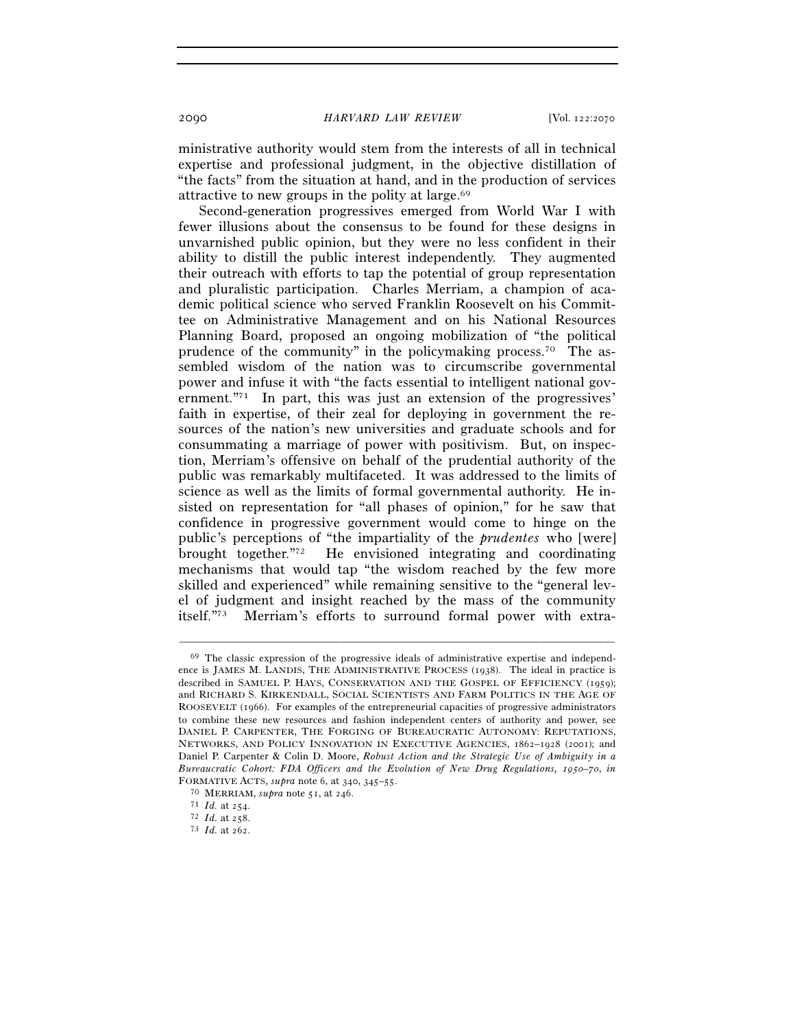ministrative authority would stem from the interests of all in technical expertise and professional judgment, in the objective distillation of "the facts" from the situation at hand, and in the production of services attractive to new groups in the polity at large.[69]

Second-generation progressives emerged from World War I with fewer illusions about the consensus to be found for these designs in unvarnished public opinion, but they were no less confident in their ability to distill the public interest independently. They augmented their outreach with efforts to tap the potential of group representation and pluralistic participation. Charles Merriam, a champion of academic political science who served Franklin Roosevelt on his Committee on Administrative Management and on his National Resources Planning Board, proposed an ongoing mobilization of "the political prudence of the community" in the policymaking process.[70] The assembled wisdom of the nation was to circumscribe governmental power and infuse it with "the facts essential to intelligent national government."[71] In part, this was just an extension of the progressives' faith in expertise, of their zeal for deploying in government the resources of the nation's new universities and graduate schools and for consummating a marriage of power with positivism. But, on inspection, Merriam's offensive on behalf of the prudential authority of the public was remarkably multifaceted. It was addressed to the limits of science as well as the limits of formal governmental authority. He insisted on representation for "all phases of opinion," for he saw that confidence in progressive government would come to hinge on the public's perceptions of "the impartiality of the *prudentes* who [were] brought together."[72] He envisioned integrating and coordinating mechanisms that would tap "the wisdom reached by the few more skilled and experienced" while remaining sensitive to the "general level of judgment and insight reached by the mass of the community itself."[73] Merriam's efforts to surround formal power with extra-

---

[69] The classic expression of the progressive ideals of administrative expertise and independence is JAMES M. LANDIS, THE ADMINISTRATIVE PROCESS (1938). The ideal in practice is described in SAMUEL P. HAYS, CONSERVATION AND THE GOSPEL OF EFFICIENCY (1959); and RICHARD S. KIRKENDALL, SOCIAL SCIENTISTS AND FARM POLITICS IN THE AGE OF ROOSEVELT (1966). For examples of the entrepreneurial capacities of progressive administrators to combine these new resources and fashion independent centers of authority and power, see DANIEL P. CARPENTER, THE FORGING OF BUREAUCRATIC AUTONOMY: REPUTATIONS, NETWORKS, AND POLICY INNOVATION IN EXECUTIVE AGENCIES, 1862–1928 (2001); and Daniel P. Carpenter & Colin D. Moore, *Robust Action and the Strategic Use of Ambiguity in a Bureaucratic Cohort: FDA Officers and the Evolution of New Drug Regulations, 1950–70*, *in* FORMATIVE ACTS, *supra* note 6, at 340, 345–55.

[70] MERRIAM, *supra* note 51, at 246.

[71] *Id.* at 254.

[72] *Id.* at 258.

[73] *Id.* at 262.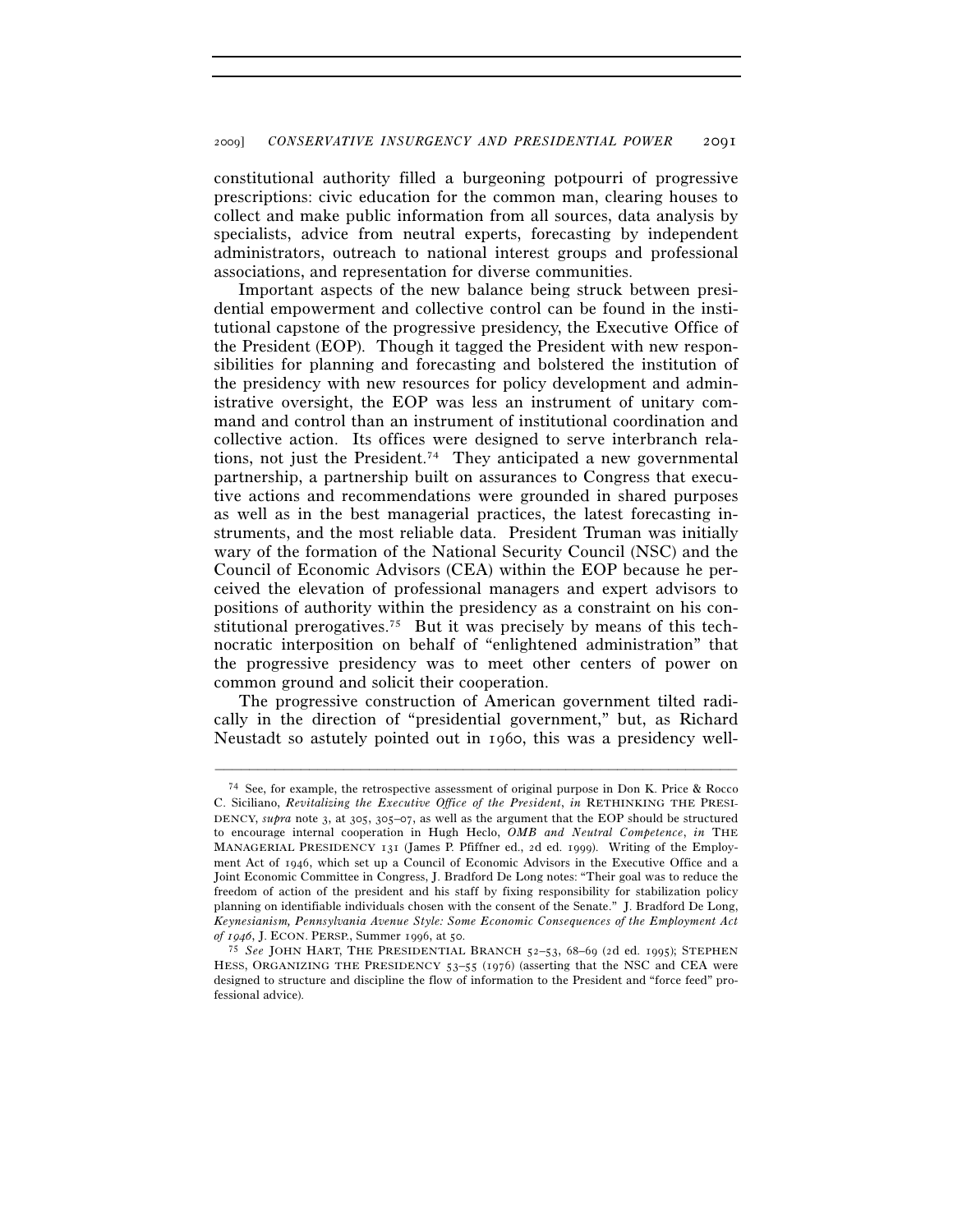constitutional authority filled a burgeoning potpourri of progressive prescriptions: civic education for the common man, clearing houses to collect and make public information from all sources, data analysis by specialists, advice from neutral experts, forecasting by independent administrators, outreach to national interest groups and professional associations, and representation for diverse communities.

Important aspects of the new balance being struck between presidential empowerment and collective control can be found in the institutional capstone of the progressive presidency, the Executive Office of the President (EOP). Though it tagged the President with new responsibilities for planning and forecasting and bolstered the institution of the presidency with new resources for policy development and administrative oversight, the EOP was less an instrument of unitary command and control than an instrument of institutional coordination and collective action. Its offices were designed to serve interbranch relations, not just the President.[74] They anticipated a new governmental partnership, a partnership built on assurances to Congress that executive actions and recommendations were grounded in shared purposes as well as in the best managerial practices, the latest forecasting instruments, and the most reliable data. President Truman was initially wary of the formation of the National Security Council (NSC) and the Council of Economic Advisors (CEA) within the EOP because he perceived the elevation of professional managers and expert advisors to positions of authority within the presidency as a constraint on his constitutional prerogatives.[75] But it was precisely by means of this technocratic interposition on behalf of "enlightened administration" that the progressive presidency was to meet other centers of power on common ground and solicit their cooperation.

The progressive construction of American government tilted radically in the direction of "presidential government," but, as Richard Neustadt so astutely pointed out in 1960, this was a presidency well-

---

[74] See, for example, the retrospective assessment of original purpose in Don K. Price & Rocco C. Siciliano, *Revitalizing the Executive Office of the President*, *in* RETHINKING THE PRESIDENCY, *supra* note 3, at 305, 305–07, as well as the argument that the EOP should be structured to encourage internal cooperation in Hugh Heclo, *OMB and Neutral Competence*, *in* THE MANAGERIAL PRESIDENCY 131 (James P. Pfiffner ed., 2d ed. 1999). Writing of the Employment Act of 1946, which set up a Council of Economic Advisors in the Executive Office and a Joint Economic Committee in Congress, J. Bradford De Long notes: "Their goal was to reduce the freedom of action of the president and his staff by fixing responsibility for stabilization policy planning on identifiable individuals chosen with the consent of the Senate." J. Bradford De Long, *Keynesianism, Pennsylvania Avenue Style: Some Economic Consequences of the Employment Act of 1946*, J. ECON. PERSP., Summer 1996, at 50.

[75] *See* JOHN HART, THE PRESIDENTIAL BRANCH 52–53, 68–69 (2d ed. 1995); STEPHEN HESS, ORGANIZING THE PRESIDENCY 53–55 (1976) (asserting that the NSC and CEA were designed to structure and discipline the flow of information to the President and "force feed" professional advice).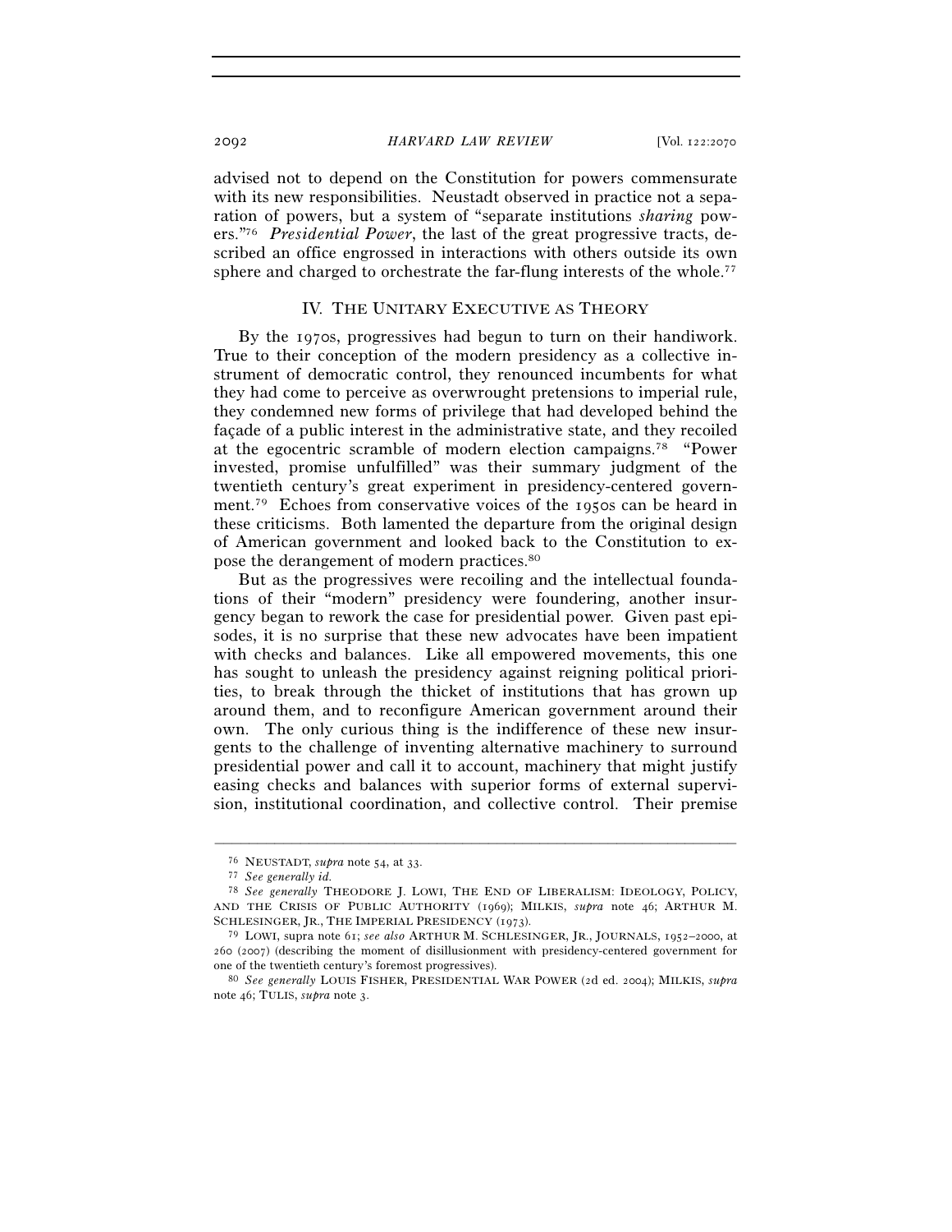advised not to depend on the Constitution for powers commensurate with its new responsibilities. Neustadt observed in practice not a separation of powers, but a system of "separate institutions *sharing* powers."[76] *Presidential Power*, the last of the great progressive tracts, described an office engrossed in interactions with others outside its own sphere and charged to orchestrate the far-flung interests of the whole.[77]

## IV. THE UNITARY EXECUTIVE AS THEORY

By the 1970s, progressives had begun to turn on their handiwork. True to their conception of the modern presidency as a collective instrument of democratic control, they renounced incumbents for what they had come to perceive as overwrought pretensions to imperial rule, they condemned new forms of privilege that had developed behind the façade of a public interest in the administrative state, and they recoiled at the egocentric scramble of modern election campaigns.[78] "Power invested, promise unfulfilled" was their summary judgment of the twentieth century's great experiment in presidency-centered government.[79] Echoes from conservative voices of the 1950s can be heard in these criticisms. Both lamented the departure from the original design of American government and looked back to the Constitution to expose the derangement of modern practices.[80]

But as the progressives were recoiling and the intellectual foundations of their "modern" presidency were foundering, another insurgency began to rework the case for presidential power. Given past episodes, it is no surprise that these new advocates have been impatient with checks and balances. Like all empowered movements, this one has sought to unleash the presidency against reigning political priorities, to break through the thicket of institutions that has grown up around them, and to reconfigure American government around their own. The only curious thing is the indifference of these new insurgents to the challenge of inventing alternative machinery to surround presidential power and call it to account, machinery that might justify easing checks and balances with superior forms of external supervision, institutional coordination, and collective control. Their premise

---

[76] NEUSTADT, *supra* note 54, at 33.

[77] *See generally id.*

[78] *See generally* THEODORE J. LOWI, THE END OF LIBERALISM: IDEOLOGY, POLICY, AND THE CRISIS OF PUBLIC AUTHORITY (1969); MILKIS, *supra* note 46; ARTHUR M. SCHLESINGER, JR., THE IMPERIAL PRESIDENCY (1973).

[79] LOWI, supra note 61; *see also* ARTHUR M. SCHLESINGER, JR., JOURNALS, 1952–2000, at 260 (2007) (describing the moment of disillusionment with presidency-centered government for one of the twentieth century's foremost progressives).

[80] *See generally* LOUIS FISHER, PRESIDENTIAL WAR POWER (2d ed. 2004); MILKIS, *supra* note 46; TULIS, *supra* note 3.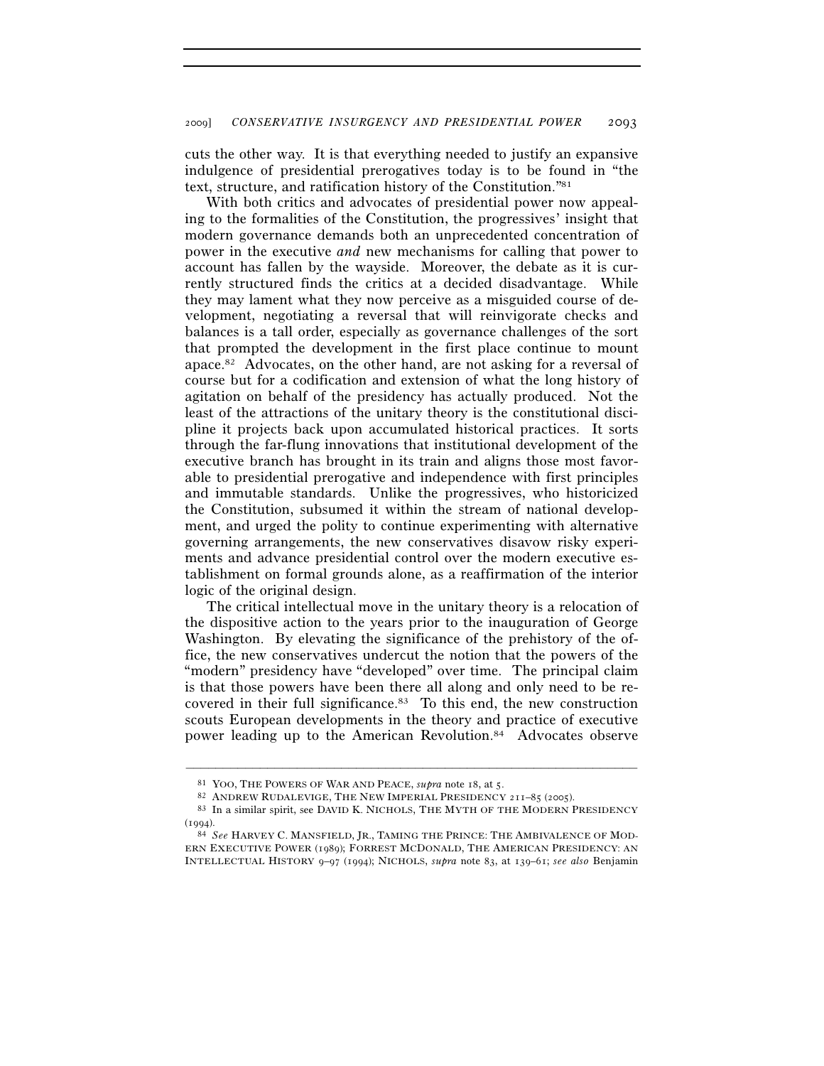cuts the other way. It is that everything needed to justify an expansive indulgence of presidential prerogatives today is to be found in "the text, structure, and ratification history of the Constitution."[81]

With both critics and advocates of presidential power now appealing to the formalities of the Constitution, the progressives' insight that modern governance demands both an unprecedented concentration of power in the executive *and* new mechanisms for calling that power to account has fallen by the wayside. Moreover, the debate as it is currently structured finds the critics at a decided disadvantage. While they may lament what they now perceive as a misguided course of development, negotiating a reversal that will reinvigorate checks and balances is a tall order, especially as governance challenges of the sort that prompted the development in the first place continue to mount apace.[82] Advocates, on the other hand, are not asking for a reversal of course but for a codification and extension of what the long history of agitation on behalf of the presidency has actually produced. Not the least of the attractions of the unitary theory is the constitutional discipline it projects back upon accumulated historical practices. It sorts through the far-flung innovations that institutional development of the executive branch has brought in its train and aligns those most favorable to presidential prerogative and independence with first principles and immutable standards. Unlike the progressives, who historicized the Constitution, subsumed it within the stream of national development, and urged the polity to continue experimenting with alternative governing arrangements, the new conservatives disavow risky experiments and advance presidential control over the modern executive establishment on formal grounds alone, as a reaffirmation of the interior logic of the original design.

The critical intellectual move in the unitary theory is a relocation of the dispositive action to the years prior to the inauguration of George Washington. By elevating the significance of the prehistory of the office, the new conservatives undercut the notion that the powers of the "modern" presidency have "developed" over time. The principal claim is that those powers have been there all along and only need to be recovered in their full significance.[83] To this end, the new construction scouts European developments in the theory and practice of executive power leading up to the American Revolution.[84] Advocates observe

---

[81] YOO, THE POWERS OF WAR AND PEACE, *supra* note 18, at 5.

[82] ANDREW RUDALEVIGE, THE NEW IMPERIAL PRESIDENCY 211–85 (2005).

[83] In a similar spirit, see DAVID K. NICHOLS, THE MYTH OF THE MODERN PRESIDENCY (1994).

[84] *See* HARVEY C. MANSFIELD, JR., TAMING THE PRINCE: THE AMBIVALENCE OF MODERN EXECUTIVE POWER (1989); FORREST MCDONALD, THE AMERICAN PRESIDENCY: AN INTELLECTUAL HISTORY 9–97 (1994); NICHOLS, *supra* note 83, at 139–61; *see also* Benjamin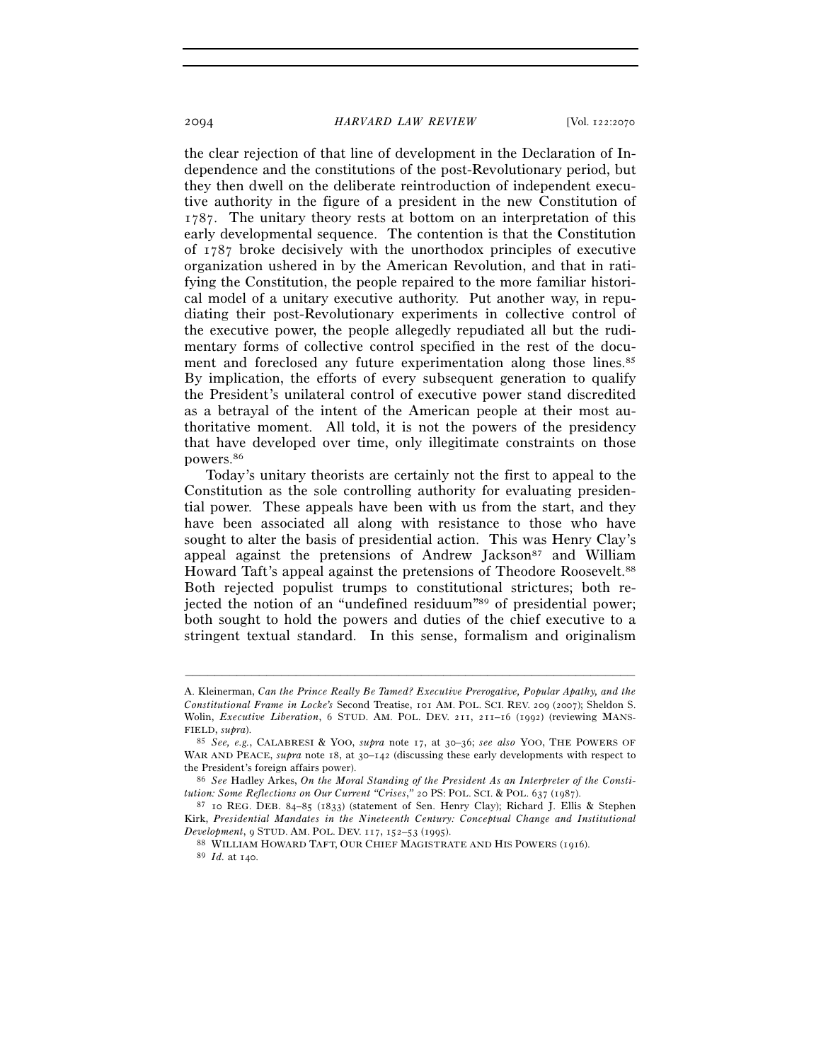the clear rejection of that line of development in the Declaration of Independence and the constitutions of the post-Revolutionary period, but they then dwell on the deliberate reintroduction of independent executive authority in the figure of a president in the new Constitution of 1787. The unitary theory rests at bottom on an interpretation of this early developmental sequence. The contention is that the Constitution of 1787 broke decisively with the unorthodox principles of executive organization ushered in by the American Revolution, and that in ratifying the Constitution, the people repaired to the more familiar historical model of a unitary executive authority. Put another way, in repudiating their post-Revolutionary experiments in collective control of the executive power, the people allegedly repudiated all but the rudimentary forms of collective control specified in the rest of the document and foreclosed any future experimentation along those lines.[85] By implication, the efforts of every subsequent generation to qualify the President's unilateral control of executive power stand discredited as a betrayal of the intent of the American people at their most authoritative moment. All told, it is not the powers of the presidency that have developed over time, only illegitimate constraints on those powers.[86]

Today's unitary theorists are certainly not the first to appeal to the Constitution as the sole controlling authority for evaluating presidential power. These appeals have been with us from the start, and they have been associated all along with resistance to those who have sought to alter the basis of presidential action. This was Henry Clay's appeal against the pretensions of Andrew Jackson[87] and William Howard Taft's appeal against the pretensions of Theodore Roosevelt.[88] Both rejected populist trumps to constitutional strictures; both rejected the notion of an "undefined residuum"[89] of presidential power; both sought to hold the powers and duties of the chief executive to a stringent textual standard. In this sense, formalism and originalism

---

A. Kleinerman, *Can the Prince Really Be Tamed? Executive Prerogative, Popular Apathy, and the Constitutional Frame in Locke's* Second Treatise, 101 AM. POL. SCI. REV. 209 (2007); Sheldon S. Wolin, *Executive Liberation*, 6 STUD. AM. POL. DEV. 211, 211–16 (1992) (reviewing MANSFIELD, *supra*).

[85] *See, e.g.*, CALABRESI & YOO, *supra* note 17, at 30–36; *see also* YOO, THE POWERS OF WAR AND PEACE, *supra* note 18, at 30–142 (discussing these early developments with respect to the President's foreign affairs power).

[86] *See* Hadley Arkes, *On the Moral Standing of the President As an Interpreter of the Constitution: Some Reflections on Our Current "Crises*,*"* 20 PS: POL. SCI. & POL. 637 (1987).

[87] 10 REG. DEB. 84–85 (1833) (statement of Sen. Henry Clay); Richard J. Ellis & Stephen Kirk, *Presidential Mandates in the Nineteenth Century: Conceptual Change and Institutional Development*, 9 STUD. AM. POL. DEV. 117, 152–53 (1995).

[88] WILLIAM HOWARD TAFT, OUR CHIEF MAGISTRATE AND HIS POWERS (1916).

[89] *Id.* at 140.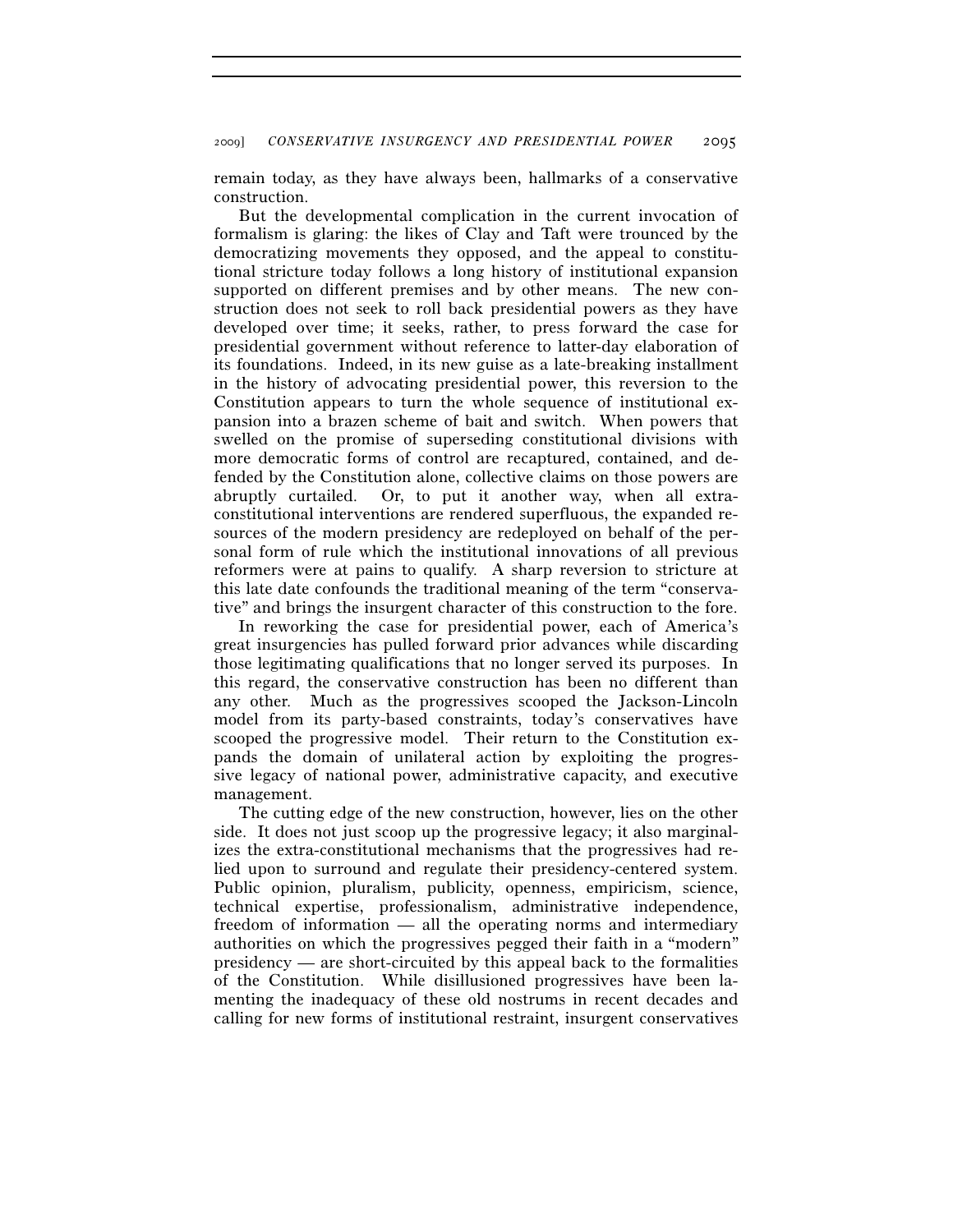remain today, as they have always been, hallmarks of a conservative construction.

But the developmental complication in the current invocation of formalism is glaring: the likes of Clay and Taft were trounced by the democratizing movements they opposed, and the appeal to constitutional stricture today follows a long history of institutional expansion supported on different premises and by other means. The new construction does not seek to roll back presidential powers as they have developed over time; it seeks, rather, to press forward the case for presidential government without reference to latter-day elaboration of its foundations. Indeed, in its new guise as a late-breaking installment in the history of advocating presidential power, this reversion to the Constitution appears to turn the whole sequence of institutional expansion into a brazen scheme of bait and switch. When powers that swelled on the promise of superseding constitutional divisions with more democratic forms of control are recaptured, contained, and defended by the Constitution alone, collective claims on those powers are abruptly curtailed. Or, to put it another way, when all extra-constitutional interventions are rendered superfluous, the expanded resources of the modern presidency are redeployed on behalf of the personal form of rule which the institutional innovations of all previous reformers were at pains to qualify. A sharp reversion to stricture at this late date confounds the traditional meaning of the term "conservative" and brings the insurgent character of this construction to the fore.

In reworking the case for presidential power, each of America's great insurgencies has pulled forward prior advances while discarding those legitimating qualifications that no longer served its purposes. In this regard, the conservative construction has been no different than any other. Much as the progressives scooped the Jackson-Lincoln model from its party-based constraints, today's conservatives have scooped the progressive model. Their return to the Constitution expands the domain of unilateral action by exploiting the progressive legacy of national power, administrative capacity, and executive management.

The cutting edge of the new construction, however, lies on the other side. It does not just scoop up the progressive legacy; it also marginalizes the extra-constitutional mechanisms that the progressives had relied upon to surround and regulate their presidency-centered system. Public opinion, pluralism, publicity, openness, empiricism, science, technical expertise, professionalism, administrative independence, freedom of information — all the operating norms and intermediary authorities on which the progressives pegged their faith in a "modern" presidency — are short-circuited by this appeal back to the formalities of the Constitution. While disillusioned progressives have been lamenting the inadequacy of these old nostrums in recent decades and calling for new forms of institutional restraint, insurgent conservatives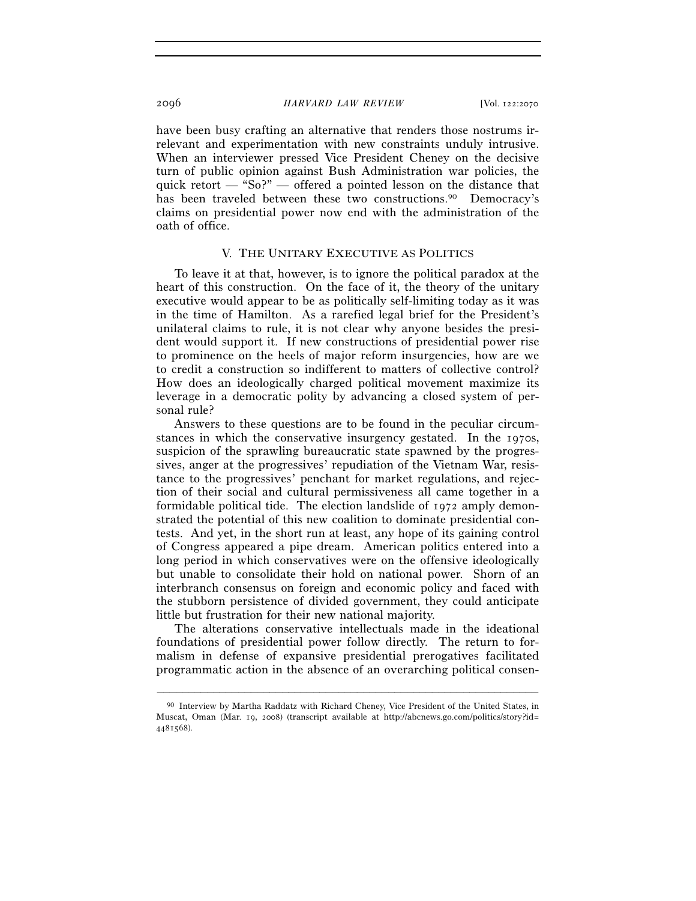have been busy crafting an alternative that renders those nostrums irrelevant and experimentation with new constraints unduly intrusive. When an interviewer pressed Vice President Cheney on the decisive turn of public opinion against Bush Administration war policies, the quick retort — "So?" — offered a pointed lesson on the distance that has been traveled between these two constructions.[90] Democracy's claims on presidential power now end with the administration of the oath of office.

## V. The Unitary Executive as Politics

To leave it at that, however, is to ignore the political paradox at the heart of this construction. On the face of it, the theory of the unitary executive would appear to be as politically self-limiting today as it was in the time of Hamilton. As a rarefied legal brief for the President's unilateral claims to rule, it is not clear why anyone besides the president would support it. If new constructions of presidential power rise to prominence on the heels of major reform insurgencies, how are we to credit a construction so indifferent to matters of collective control? How does an ideologically charged political movement maximize its leverage in a democratic polity by advancing a closed system of personal rule?

Answers to these questions are to be found in the peculiar circumstances in which the conservative insurgency gestated. In the 1970s, suspicion of the sprawling bureaucratic state spawned by the progressives, anger at the progressives' repudiation of the Vietnam War, resistance to the progressives' penchant for market regulations, and rejection of their social and cultural permissiveness all came together in a formidable political tide. The election landslide of 1972 amply demonstrated the potential of this new coalition to dominate presidential contests. And yet, in the short run at least, any hope of its gaining control of Congress appeared a pipe dream. American politics entered into a long period in which conservatives were on the offensive ideologically but unable to consolidate their hold on national power. Shorn of an interbranch consensus on foreign and economic policy and faced with the stubborn persistence of divided government, they could anticipate little but frustration for their new national majority.

The alterations conservative intellectuals made in the ideational foundations of presidential power follow directly. The return to formalism in defense of expansive presidential prerogatives facilitated programmatic action in the absence of an overarching political consen-

---

[90] Interview by Martha Raddatz with Richard Cheney, Vice President of the United States, in Muscat, Oman (Mar. 19, 2008) (transcript available at http://abcnews.go.com/politics/story?id=4481568).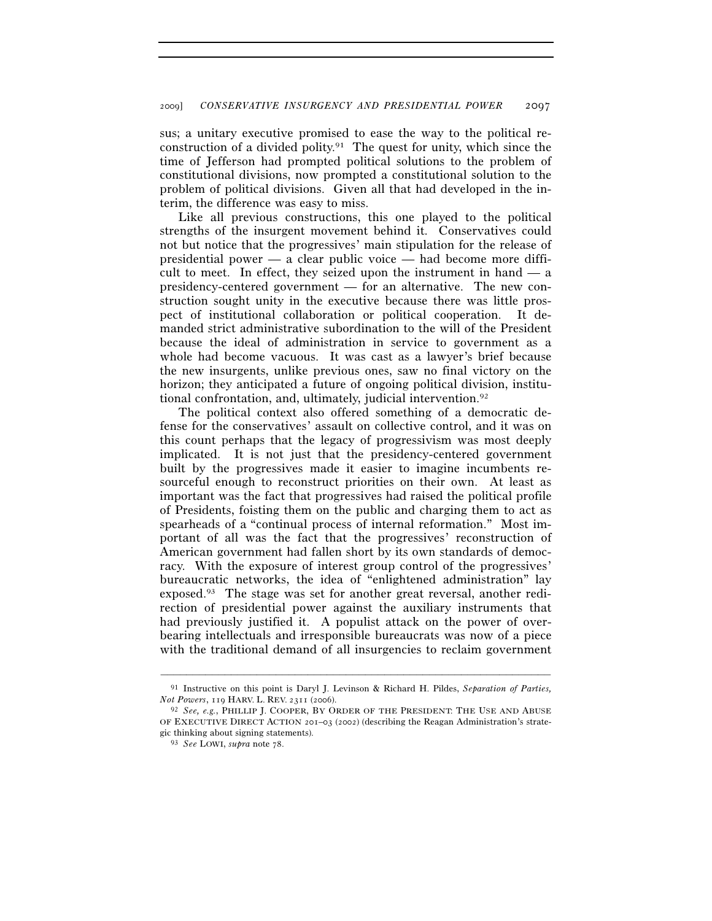sus; a unitary executive promised to ease the way to the political reconstruction of a divided polity.[91] The quest for unity, which since the time of Jefferson had prompted political solutions to the problem of constitutional divisions, now prompted a constitutional solution to the problem of political divisions. Given all that had developed in the interim, the difference was easy to miss.

Like all previous constructions, this one played to the political strengths of the insurgent movement behind it. Conservatives could not but notice that the progressives' main stipulation for the release of presidential power — a clear public voice — had become more difficult to meet. In effect, they seized upon the instrument in hand — a presidency-centered government — for an alternative. The new construction sought unity in the executive because there was little prospect of institutional collaboration or political cooperation. It demanded strict administrative subordination to the will of the President because the ideal of administration in service to government as a whole had become vacuous. It was cast as a lawyer's brief because the new insurgents, unlike previous ones, saw no final victory on the horizon; they anticipated a future of ongoing political division, institutional confrontation, and, ultimately, judicial intervention.[92]

The political context also offered something of a democratic defense for the conservatives' assault on collective control, and it was on this count perhaps that the legacy of progressivism was most deeply implicated. It is not just that the presidency-centered government built by the progressives made it easier to imagine incumbents resourceful enough to reconstruct priorities on their own. At least as important was the fact that progressives had raised the political profile of Presidents, foisting them on the public and charging them to act as spearheads of a "continual process of internal reformation." Most important of all was the fact that the progressives' reconstruction of American government had fallen short by its own standards of democracy. With the exposure of interest group control of the progressives' bureaucratic networks, the idea of "enlightened administration" lay exposed.[93] The stage was set for another great reversal, another redirection of presidential power against the auxiliary instruments that had previously justified it. A populist attack on the power of overbearing intellectuals and irresponsible bureaucrats was now of a piece with the traditional demand of all insurgencies to reclaim government

---

[91] Instructive on this point is Daryl J. Levinson & Richard H. Pildes, *Separation of Parties, Not Powers*, 119 HARV. L. REV. 2311 (2006).

[92] *See, e.g.*, PHILLIP J. COOPER, BY ORDER OF THE PRESIDENT: THE USE AND ABUSE OF EXECUTIVE DIRECT ACTION 201–03 (2002) (describing the Reagan Administration's strategic thinking about signing statements).

[93] *See* LOWI, *supra* note 78.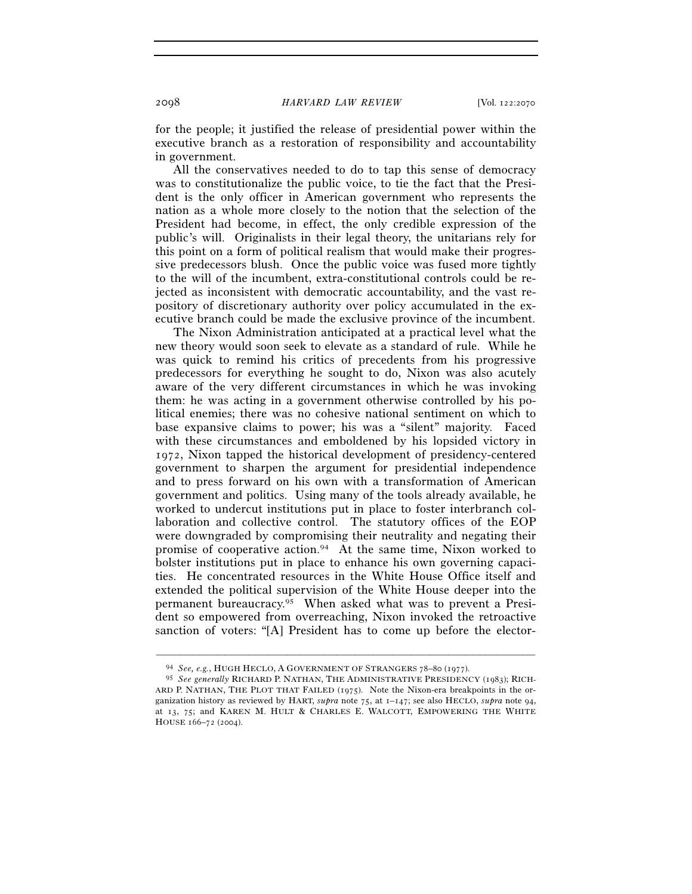for the people; it justified the release of presidential power within the executive branch as a restoration of responsibility and accountability in government.

All the conservatives needed to do to tap this sense of democracy was to constitutionalize the public voice, to tie the fact that the President is the only officer in American government who represents the nation as a whole more closely to the notion that the selection of the President had become, in effect, the only credible expression of the public's will. Originalists in their legal theory, the unitarians rely for this point on a form of political realism that would make their progressive predecessors blush. Once the public voice was fused more tightly to the will of the incumbent, extra-constitutional controls could be rejected as inconsistent with democratic accountability, and the vast repository of discretionary authority over policy accumulated in the executive branch could be made the exclusive province of the incumbent.

The Nixon Administration anticipated at a practical level what the new theory would soon seek to elevate as a standard of rule. While he was quick to remind his critics of precedents from his progressive predecessors for everything he sought to do, Nixon was also acutely aware of the very different circumstances in which he was invoking them: he was acting in a government otherwise controlled by his political enemies; there was no cohesive national sentiment on which to base expansive claims to power; his was a "silent" majority. Faced with these circumstances and emboldened by his lopsided victory in 1972, Nixon tapped the historical development of presidency-centered government to sharpen the argument for presidential independence and to press forward on his own with a transformation of American government and politics. Using many of the tools already available, he worked to undercut institutions put in place to foster interbranch collaboration and collective control. The statutory offices of the EOP were downgraded by compromising their neutrality and negating their promise of cooperative action.[94] At the same time, Nixon worked to bolster institutions put in place to enhance his own governing capacities. He concentrated resources in the White House Office itself and extended the political supervision of the White House deeper into the permanent bureaucracy.[95] When asked what was to prevent a President so empowered from overreaching, Nixon invoked the retroactive sanction of voters: "[A] President has to come up before the elector-

---

[94] *See, e.g.*, HUGH HECLO, A GOVERNMENT OF STRANGERS 78–80 (1977).

[95] *See generally* RICHARD P. NATHAN, THE ADMINISTRATIVE PRESIDENCY (1983); RICHARD P. NATHAN, THE PLOT THAT FAILED (1975). Note the Nixon-era breakpoints in the organization history as reviewed by HART, *supra* note 75, at 1–147; see also HECLO, *supra* note 94, at 13, 75; and KAREN M. HULT & CHARLES E. WALCOTT, EMPOWERING THE WHITE HOUSE 166–72 (2004).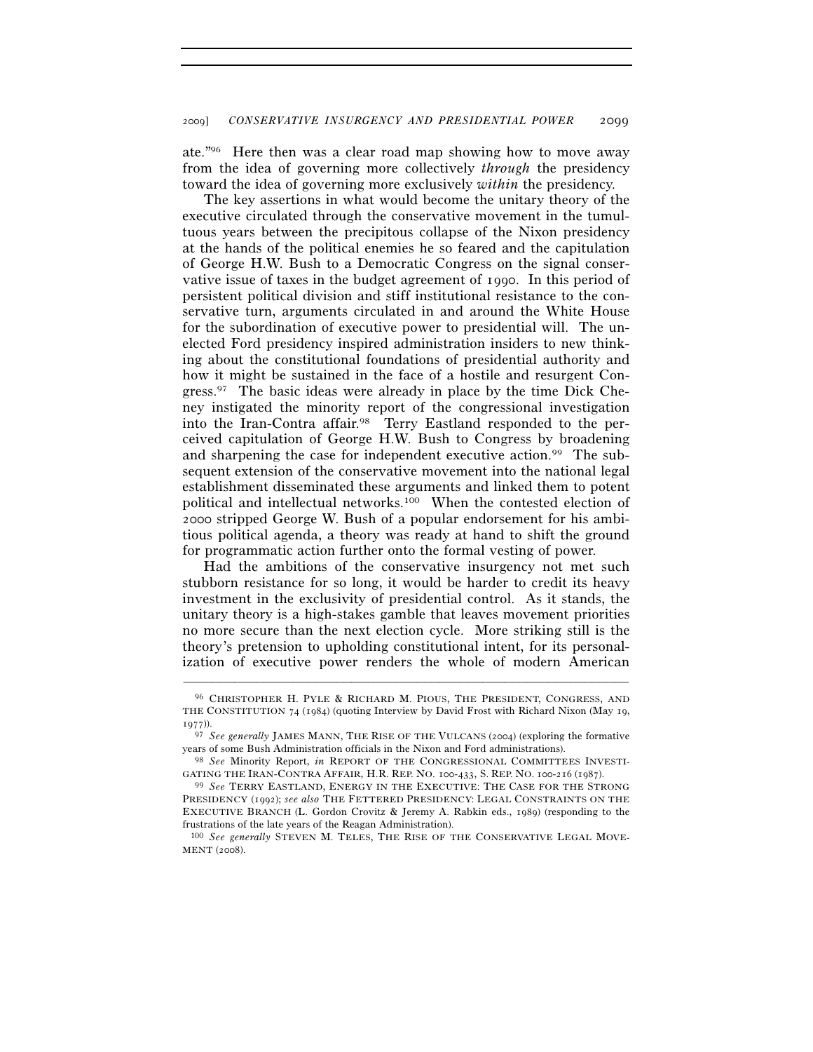ate."[96] Here then was a clear road map showing how to move away from the idea of governing more collectively *through* the presidency toward the idea of governing more exclusively *within* the presidency.

The key assertions in what would become the unitary theory of the executive circulated through the conservative movement in the tumultuous years between the precipitous collapse of the Nixon presidency at the hands of the political enemies he so feared and the capitulation of George H.W. Bush to a Democratic Congress on the signal conservative issue of taxes in the budget agreement of 1990. In this period of persistent political division and stiff institutional resistance to the conservative turn, arguments circulated in and around the White House for the subordination of executive power to presidential will. The unelected Ford presidency inspired administration insiders to new thinking about the constitutional foundations of presidential authority and how it might be sustained in the face of a hostile and resurgent Congress.[97] The basic ideas were already in place by the time Dick Cheney instigated the minority report of the congressional investigation into the Iran-Contra affair.[98] Terry Eastland responded to the perceived capitulation of George H.W. Bush to Congress by broadening and sharpening the case for independent executive action.[99] The subsequent extension of the conservative movement into the national legal establishment disseminated these arguments and linked them to potent political and intellectual networks.[100] When the contested election of 2000 stripped George W. Bush of a popular endorsement for his ambitious political agenda, a theory was ready at hand to shift the ground for programmatic action further onto the formal vesting of power.

Had the ambitions of the conservative insurgency not met such stubborn resistance for so long, it would be harder to credit its heavy investment in the exclusivity of presidential control. As it stands, the unitary theory is a high-stakes gamble that leaves movement priorities no more secure than the next election cycle. More striking still is the theory's pretension to upholding constitutional intent, for its personalization of executive power renders the whole of modern American

---

[96] CHRISTOPHER H. PYLE & RICHARD M. PIOUS, THE PRESIDENT, CONGRESS, AND THE CONSTITUTION 74 (1984) (quoting Interview by David Frost with Richard Nixon (May 19, 1977)).

[97] *See generally* JAMES MANN, THE RISE OF THE VULCANS (2004) (exploring the formative years of some Bush Administration officials in the Nixon and Ford administrations).

[98] *See* Minority Report, *in* REPORT OF THE CONGRESSIONAL COMMITTEES INVESTIGATING THE IRAN-CONTRA AFFAIR, H.R. REP. NO. 100-433, S. REP. NO. 100-216 (1987).

[99] *See* TERRY EASTLAND, ENERGY IN THE EXECUTIVE: THE CASE FOR THE STRONG PRESIDENCY (1992); *see also* THE FETTERED PRESIDENCY: LEGAL CONSTRAINTS ON THE EXECUTIVE BRANCH (L. Gordon Crovitz & Jeremy A. Rabkin eds., 1989) (responding to the frustrations of the late years of the Reagan Administration).

[100] *See generally* STEVEN M. TELES, THE RISE OF THE CONSERVATIVE LEGAL MOVEMENT (2008).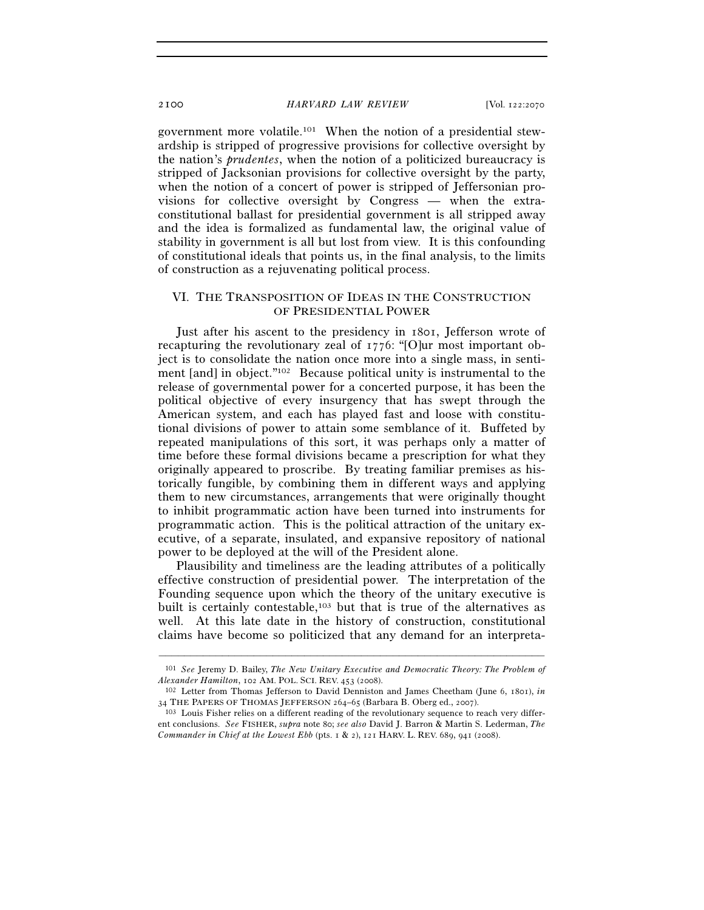government more volatile.[101] When the notion of a presidential stewardship is stripped of progressive provisions for collective oversight by the nation's *prudentes*, when the notion of a politicized bureaucracy is stripped of Jacksonian provisions for collective oversight by the party, when the notion of a concert of power is stripped of Jeffersonian provisions for collective oversight by Congress — when the extra-constitutional ballast for presidential government is all stripped away and the idea is formalized as fundamental law, the original value of stability in government is all but lost from view. It is this confounding of constitutional ideals that points us, in the final analysis, to the limits of construction as a rejuvenating political process.

## VI. THE TRANSPOSITION OF IDEAS IN THE CONSTRUCTION OF PRESIDENTIAL POWER

Just after his ascent to the presidency in 1801, Jefferson wrote of recapturing the revolutionary zeal of 1776: "[O]ur most important object is to consolidate the nation once more into a single mass, in sentiment [and] in object."[102] Because political unity is instrumental to the release of governmental power for a concerted purpose, it has been the political objective of every insurgency that has swept through the American system, and each has played fast and loose with constitutional divisions of power to attain some semblance of it. Buffeted by repeated manipulations of this sort, it was perhaps only a matter of time before these formal divisions became a prescription for what they originally appeared to proscribe. By treating familiar premises as historically fungible, by combining them in different ways and applying them to new circumstances, arrangements that were originally thought to inhibit programmatic action have been turned into instruments for programmatic action. This is the political attraction of the unitary executive, of a separate, insulated, and expansive repository of national power to be deployed at the will of the President alone.

Plausibility and timeliness are the leading attributes of a politically effective construction of presidential power. The interpretation of the Founding sequence upon which the theory of the unitary executive is built is certainly contestable,[103] but that is true of the alternatives as well. At this late date in the history of construction, constitutional claims have become so politicized that any demand for an interpreta-

---

[101] *See* Jeremy D. Bailey, *The New Unitary Executive and Democratic Theory: The Problem of Alexander Hamilton*, 102 AM. POL. SCI. REV. 453 (2008).

[102] Letter from Thomas Jefferson to David Denniston and James Cheetham (June 6, 1801), *in* 34 THE PAPERS OF THOMAS JEFFERSON 264–65 (Barbara B. Oberg ed., 2007).

[103] Louis Fisher relies on a different reading of the revolutionary sequence to reach very different conclusions. *See* FISHER, *supra* note 80; *see also* David J. Barron & Martin S. Lederman, *The Commander in Chief at the Lowest Ebb* (pts. 1 & 2), 121 HARV. L. REV. 689, 941 (2008).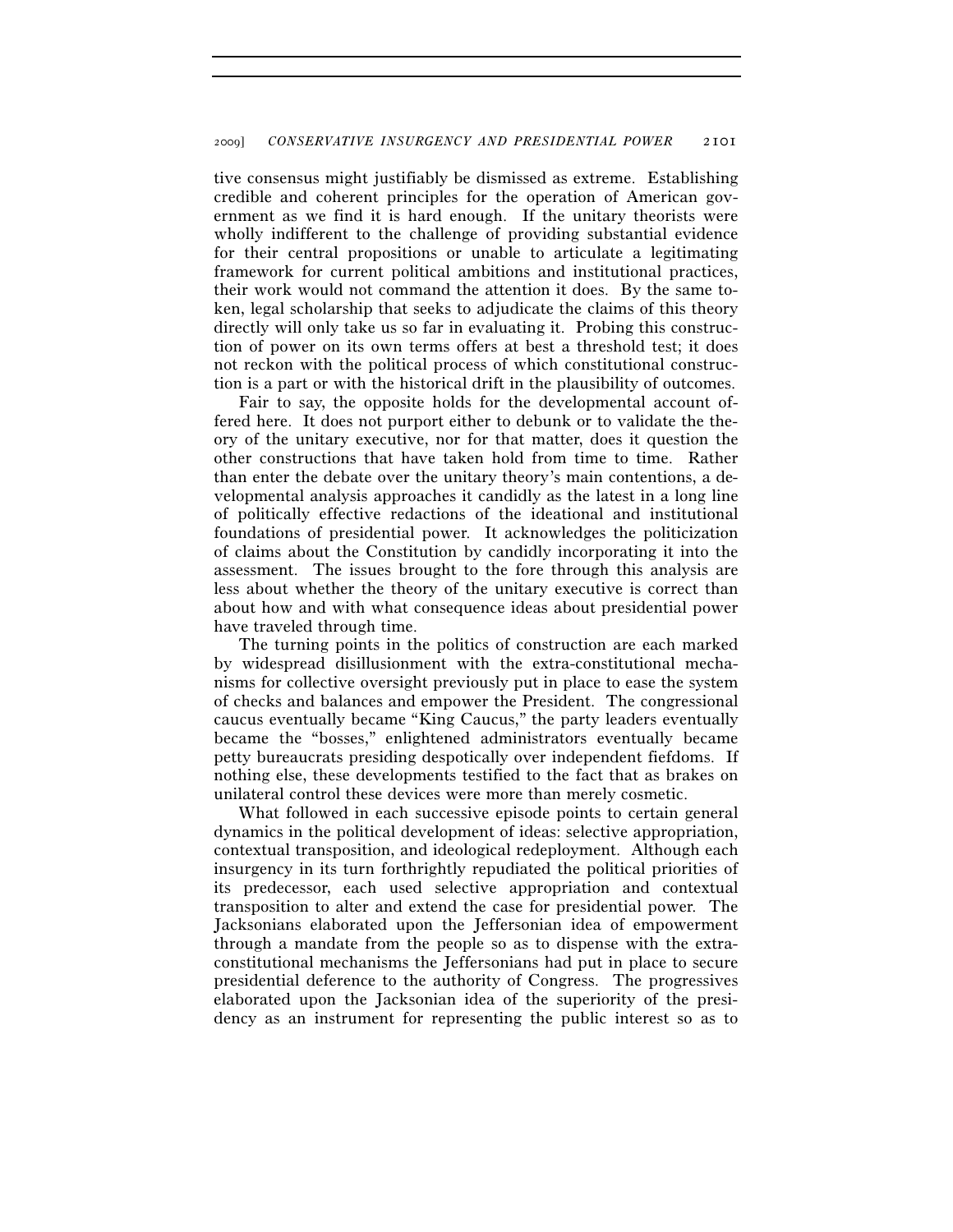tive consensus might justifiably be dismissed as extreme. Establishing credible and coherent principles for the operation of American government as we find it is hard enough. If the unitary theorists were wholly indifferent to the challenge of providing substantial evidence for their central propositions or unable to articulate a legitimating framework for current political ambitions and institutional practices, their work would not command the attention it does. By the same token, legal scholarship that seeks to adjudicate the claims of this theory directly will only take us so far in evaluating it. Probing this construction of power on its own terms offers at best a threshold test; it does not reckon with the political process of which constitutional construction is a part or with the historical drift in the plausibility of outcomes.

Fair to say, the opposite holds for the developmental account offered here. It does not purport either to debunk or to validate the theory of the unitary executive, nor for that matter, does it question the other constructions that have taken hold from time to time. Rather than enter the debate over the unitary theory's main contentions, a developmental analysis approaches it candidly as the latest in a long line of politically effective redactions of the ideational and institutional foundations of presidential power. It acknowledges the politicization of claims about the Constitution by candidly incorporating it into the assessment. The issues brought to the fore through this analysis are less about whether the theory of the unitary executive is correct than about how and with what consequence ideas about presidential power have traveled through time.

The turning points in the politics of construction are each marked by widespread disillusionment with the extra-constitutional mechanisms for collective oversight previously put in place to ease the system of checks and balances and empower the President. The congressional caucus eventually became "King Caucus," the party leaders eventually became the "bosses," enlightened administrators eventually became petty bureaucrats presiding despotically over independent fiefdoms. If nothing else, these developments testified to the fact that as brakes on unilateral control these devices were more than merely cosmetic.

What followed in each successive episode points to certain general dynamics in the political development of ideas: selective appropriation, contextual transposition, and ideological redeployment. Although each insurgency in its turn forthrightly repudiated the political priorities of its predecessor, each used selective appropriation and contextual transposition to alter and extend the case for presidential power. The Jacksonians elaborated upon the Jeffersonian idea of empowerment through a mandate from the people so as to dispense with the extra-constitutional mechanisms the Jeffersonians had put in place to secure presidential deference to the authority of Congress. The progressives elaborated upon the Jacksonian idea of the superiority of the presidency as an instrument for representing the public interest so as to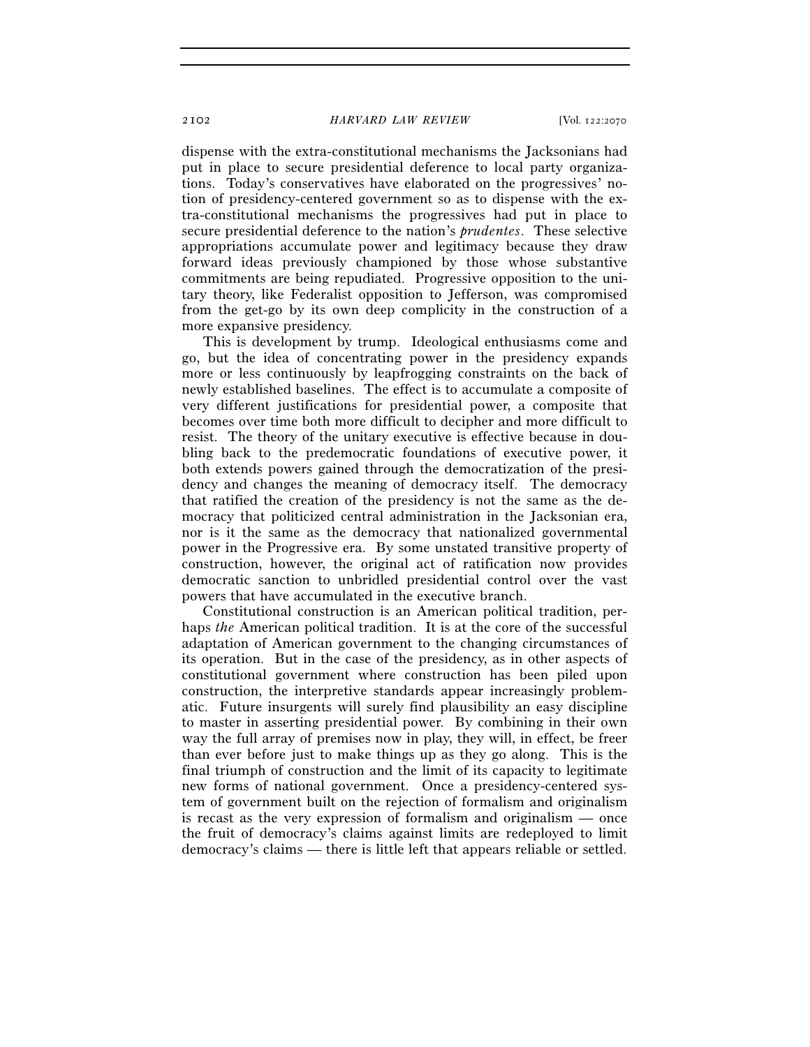dispense with the extra-constitutional mechanisms the Jacksonians had put in place to secure presidential deference to local party organizations. Today's conservatives have elaborated on the progressives' notion of presidency-centered government so as to dispense with the extra-constitutional mechanisms the progressives had put in place to secure presidential deference to the nation's *prudentes*. These selective appropriations accumulate power and legitimacy because they draw forward ideas previously championed by those whose substantive commitments are being repudiated. Progressive opposition to the unitary theory, like Federalist opposition to Jefferson, was compromised from the get-go by its own deep complicity in the construction of a more expansive presidency.

This is development by trump. Ideological enthusiasms come and go, but the idea of concentrating power in the presidency expands more or less continuously by leapfrogging constraints on the back of newly established baselines. The effect is to accumulate a composite of very different justifications for presidential power, a composite that becomes over time both more difficult to decipher and more difficult to resist. The theory of the unitary executive is effective because in doubling back to the predemocratic foundations of executive power, it both extends powers gained through the democratization of the presidency and changes the meaning of democracy itself. The democracy that ratified the creation of the presidency is not the same as the democracy that politicized central administration in the Jacksonian era, nor is it the same as the democracy that nationalized governmental power in the Progressive era. By some unstated transitive property of construction, however, the original act of ratification now provides democratic sanction to unbridled presidential control over the vast powers that have accumulated in the executive branch.

Constitutional construction is an American political tradition, perhaps *the* American political tradition. It is at the core of the successful adaptation of American government to the changing circumstances of its operation. But in the case of the presidency, as in other aspects of constitutional government where construction has been piled upon construction, the interpretive standards appear increasingly problematic. Future insurgents will surely find plausibility an easy discipline to master in asserting presidential power. By combining in their own way the full array of premises now in play, they will, in effect, be freer than ever before just to make things up as they go along. This is the final triumph of construction and the limit of its capacity to legitimate new forms of national government. Once a presidency-centered system of government built on the rejection of formalism and originalism is recast as the very expression of formalism and originalism — once the fruit of democracy's claims against limits are redeployed to limit democracy's claims — there is little left that appears reliable or settled.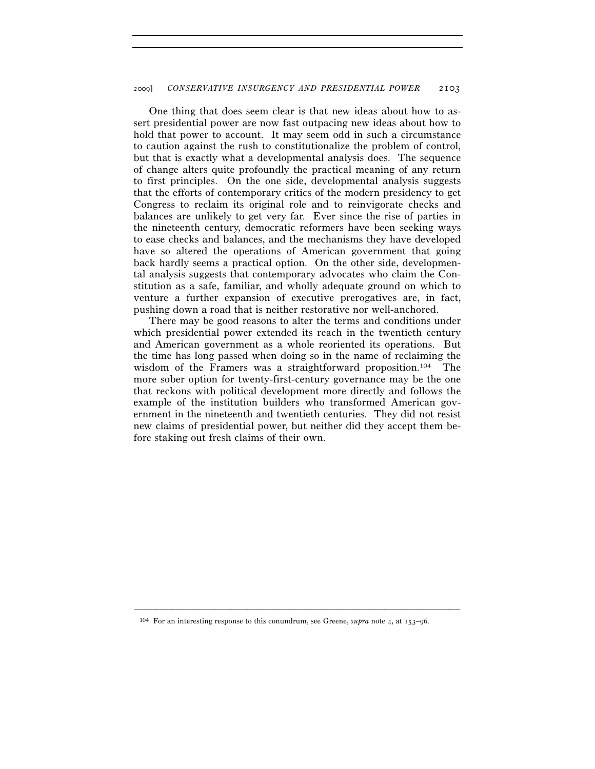One thing that does seem clear is that new ideas about how to assert presidential power are now fast outpacing new ideas about how to hold that power to account. It may seem odd in such a circumstance to caution against the rush to constitutionalize the problem of control, but that is exactly what a developmental analysis does. The sequence of change alters quite profoundly the practical meaning of any return to first principles. On the one side, developmental analysis suggests that the efforts of contemporary critics of the modern presidency to get Congress to reclaim its original role and to reinvigorate checks and balances are unlikely to get very far. Ever since the rise of parties in the nineteenth century, democratic reformers have been seeking ways to ease checks and balances, and the mechanisms they have developed have so altered the operations of American government that going back hardly seems a practical option. On the other side, developmental analysis suggests that contemporary advocates who claim the Constitution as a safe, familiar, and wholly adequate ground on which to venture a further expansion of executive prerogatives are, in fact, pushing down a road that is neither restorative nor well-anchored.

There may be good reasons to alter the terms and conditions under which presidential power extended its reach in the twentieth century and American government as a whole reoriented its operations. But the time has long passed when doing so in the name of reclaiming the wisdom of the Framers was a straightforward proposition.[104] The more sober option for twenty-first-century governance may be the one that reckons with political development more directly and follows the example of the institution builders who transformed American government in the nineteenth and twentieth centuries. They did not resist new claims of presidential power, but neither did they accept them before staking out fresh claims of their own.

---

[104] For an interesting response to this conundrum, see Greene, *supra* note 4, at 153–96.